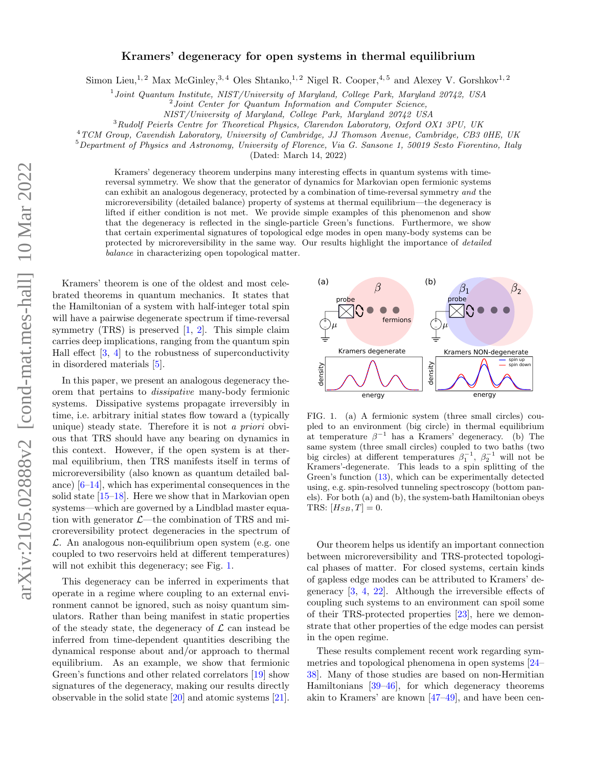# Kramers' degeneracy for open systems in thermal equilibrium

Simon Lieu,[1,2] Max McGinley,[3,4] Oles Shtanko,[1,2] Nigel R. Cooper,[4,5] and Alexey V. Gorshkov[1,2]

[1] *Joint Quantum Institute, NIST/University of Maryland, College Park, Maryland 20742, USA*
[2] *Joint Center for Quantum Information and Computer Science, NIST/University of Maryland, College Park, Maryland 20742 USA*
[3] *Rudolf Peierls Centre for Theoretical Physics, Clarendon Laboratory, Oxford OX1 3PU, UK*
[4] *TCM Group, Cavendish Laboratory, University of Cambridge, JJ Thomson Avenue, Cambridge, CB3 0HE, UK*
[5] *Department of Physics and Astronomy, University of Florence, Via G. Sansone 1, 50019 Sesto Fiorentino, Italy*

(Dated: March 14, 2022)

Kramers' degeneracy theorem underpins many interesting effects in quantum systems with time-reversal symmetry. We show that the generator of dynamics for Markovian open fermionic systems can exhibit an analogous degeneracy, protected by a combination of time-reversal symmetry *and* the microreversibility (detailed balance) property of systems at thermal equilibrium—the degeneracy is lifted if either condition is not met. We provide simple examples of this phenomenon and show that the degeneracy is reflected in the single-particle Green's functions. Furthermore, we show that certain experimental signatures of topological edge modes in open many-body systems can be protected by microreversibility in the same way. Our results highlight the importance of *detailed balance* in characterizing open topological matter.

Kramers' theorem is one of the oldest and most celebrated theorems in quantum mechanics. It states that the Hamiltonian of a system with half-integer total spin will have a pairwise degenerate spectrum if time-reversal symmetry (TRS) is preserved [1, 2]. This simple claim carries deep implications, ranging from the quantum spin Hall effect [3, 4] to the robustness of superconductivity in disordered materials [5].

In this paper, we present an analogous degeneracy theorem that pertains to *dissipative* many-body fermionic systems. Dissipative systems propagate irreversibly in time, i.e. arbitrary initial states flow toward a (typically unique) steady state. Therefore it is not *a priori* obvious that TRS should have any bearing on dynamics in this context. However, if the open system is at thermal equilibrium, then TRS manifests itself in terms of microreversibility (also known as quantum detailed balance) [6–14], which has experimental consequences in the solid state [15–18]. Here we show that in Markovian open systems—which are governed by a Lindblad master equation with generator $\mathcal{L}$—the combination of TRS and microreversibility protect degeneracies in the spectrum of $\mathcal{L}$. An analogous non-equilibrium open system (e.g. one coupled to two reservoirs held at different temperatures) will not exhibit this degeneracy; see Fig. 1.

This degeneracy can be inferred in experiments that operate in a regime where coupling to an external environment cannot be ignored, such as noisy quantum simulators. Rather than being manifest in static properties of the steady state, the degeneracy of $\mathcal{L}$ can instead be inferred from time-dependent quantities describing the dynamical response about and/or approach to thermal equilibrium. As an example, we show that fermionic Green's functions and other related correlators [19] show signatures of the degeneracy, making our results directly observable in the solid state [20] and atomic systems [21].

FIG. 1. (a) A fermionic system (three small circles) coupled to an environment (big circle) in thermal equilibrium at temperature $\beta^{-1}$ has a Kramers' degeneracy. (b) The same system (three small circles) coupled to two baths (two big circles) at different temperatures $\beta_1^{-1}$, $\beta_2^{-1}$ will not be Kramers'-degenerate. This leads to a spin splitting of the Green's function (13), which can be experimentally detected using, e.g. spin-resolved tunneling spectroscopy (bottom panels). For both (a) and (b), the system-bath Hamiltonian obeys TRS: $[H_{SB}, T] = 0$.

Our theorem helps us identify an important connection between microreversibility and TRS-protected topological phases of matter. For closed systems, certain kinds of gapless edge modes can be attributed to Kramers' degeneracy [3, 4, 22]. Although the irreversible effects of coupling such systems to an environment can spoil some of their TRS-protected properties [23], here we demonstrate that other properties of the edge modes can persist in the open regime.

These results complement recent work regarding symmetries and topological phenomena in open systems [24–38]. Many of those studies are based on non-Hermitian Hamiltonians [39–46], for which degeneracy theorems akin to Kramers' are known [47–49], and have been cen-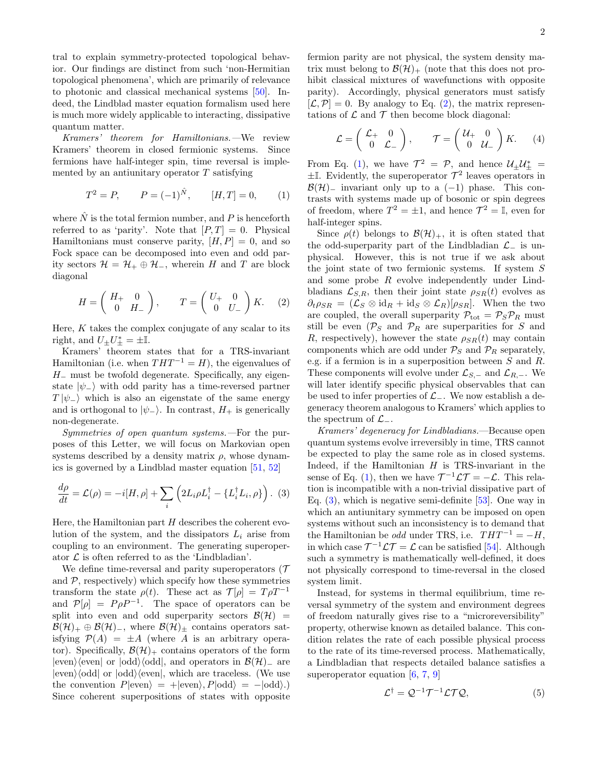tral to explain symmetry-protected topological behavior. Our findings are distinct from such 'non-Hermitian topological phenomena', which are primarily of relevance to photonic and classical mechanical systems [50]. Indeed, the Lindblad master equation formalism used here is much more widely applicable to interacting, dissipative quantum matter.

*Kramers' theorem for Hamiltonians.*—We review Kramers' theorem in closed fermionic systems. Since fermions have half-integer spin, time reversal is implemented by an antiunitary operator $T$ satisfying

$$T^2 = P, \qquad P = (-1)^{\hat{N}}, \qquad [H, T] = 0, \tag{1}$$

where $\hat{N}$ is the total fermion number, and $P$ is henceforth referred to as 'parity'. Note that $[P, T] = 0$. Physical Hamiltonians must conserve parity, $[H, P] = 0$, and so Fock space can be decomposed into even and odd parity sectors $\mathcal{H} = \mathcal{H}_+ \oplus \mathcal{H}_-$, wherein $H$ and $T$ are block diagonal

$$H = \begin{pmatrix} H_+ & 0 \\ 0 & H_- \end{pmatrix}, \qquad T = \begin{pmatrix} U_+ & 0 \\ 0 & U_- \end{pmatrix} K. \tag{2}$$

Here, $K$ takes the complex conjugate of any scalar to its right, and $U_\pm U_\pm^* = \pm\mathbb{I}$.

Kramers' theorem states that for a TRS-invariant Hamiltonian (i.e. when $THT^{-1} = H$), the eigenvalues of $H_-$ must be twofold degenerate. Specifically, any eigenstate $|\psi_-\rangle$ with odd parity has a time-reversed partner $T|\psi_-\rangle$ which is also an eigenstate of the same energy and is orthogonal to $|\psi_-\rangle$. In contrast, $H_+$ is generically non-degenerate.

*Symmetries of open quantum systems.*—For the purposes of this Letter, we will focus on Markovian open systems described by a density matrix $\rho$, whose dynamics is governed by a Lindblad master equation [51, 52]

$$\frac{d\rho}{dt} = \mathcal{L}(\rho) = -i[H, \rho] + \sum_i \left(2L_i \rho L_i^\dagger - \{L_i^\dagger L_i, \rho\}\right). \tag{3}$$

Here, the Hamiltonian part $H$ describes the coherent evolution of the system, and the dissipators $L_i$ arise from coupling to an environment. The generating superoperator $\mathcal{L}$ is often referred to as the 'Lindbladian'.

We define time-reversal and parity superoperators ($\mathcal{T}$ and $\mathcal{P}$, respectively) which specify how these symmetries transform the state $\rho(t)$. These act as $\mathcal{T}[\rho] = T\rho T^{-1}$ and $\mathcal{P}[\rho] = P\rho P^{-1}$. The space of operators can be split into even and odd superparity sectors $\mathcal{B}(\mathcal{H}) = \mathcal{B}(\mathcal{H})_+ \oplus \mathcal{B}(\mathcal{H})_-$, where $\mathcal{B}(\mathcal{H})_\pm$ contains operators satisfying $\mathcal{P}(A) = \pm A$ (where $A$ is an arbitrary operator). Specifically, $\mathcal{B}(\mathcal{H})_+$ contains operators of the form $|\text{even}\rangle\langle\text{even}|$ or $|\text{odd}\rangle\langle\text{odd}|$, and operators in $\mathcal{B}(\mathcal{H})_-$ are $|\text{even}\rangle\langle\text{odd}|$ or $|\text{odd}\rangle\langle\text{even}|$, which are traceless. (We use the convention $P|\text{even}\rangle = +|\text{even}\rangle, P|\text{odd}\rangle = -|\text{odd}\rangle$.) Since coherent superpositions of states with opposite fermion parity are not physical, the system density matrix must belong to $\mathcal{B}(\mathcal{H})_+$ (note that this does not prohibit classical mixtures of wavefunctions with opposite parity). Accordingly, physical generators must satisfy $[\mathcal{L}, \mathcal{P}] = 0$. By analogy to Eq. (2), the matrix representations of $\mathcal{L}$ and $\mathcal{T}$ then become block diagonal:

$$\mathcal{L} = \begin{pmatrix} \mathcal{L}_+ & 0 \\ 0 & \mathcal{L}_- \end{pmatrix}, \qquad \mathcal{T} = \begin{pmatrix} \mathcal{U}_+ & 0 \\ 0 & \mathcal{U}_- \end{pmatrix} K. \tag{4}$$

From Eq. (1), we have $\mathcal{T}^2 = \mathcal{P}$, and hence $\mathcal{U}_\pm \mathcal{U}_\pm^* = \pm\mathbb{I}$. Evidently, the superoperator $\mathcal{T}^2$ leaves operators in $\mathcal{B}(\mathcal{H})_-$ invariant only up to a $(-1)$ phase. This contrasts with systems made up of bosonic or spin degrees of freedom, where $T^2 = \pm 1$, and hence $\mathcal{T}^2 = \mathbb{I}$, even for half-integer spins.

Since $\rho(t)$ belongs to $\mathcal{B}(\mathcal{H})_+$, it is often stated that the odd-superparity part of the Lindbladian $\mathcal{L}_-$ is unphysical. However, this is not true if we ask about the joint state of two fermionic systems. If system $S$ and some probe $R$ evolve independently under Lindbladians $\mathcal{L}_{S,R}$, then their joint state $\rho_{SR}(t)$ evolves as $\partial_t \rho_{SR} = (\mathcal{L}_S \otimes \text{id}_R + \text{id}_S \otimes \mathcal{L}_R)[\rho_{SR}]$. When the two are coupled, the overall superparity $\mathcal{P}_{\text{tot}} = \mathcal{P}_S \mathcal{P}_R$ must still be even ($\mathcal{P}_S$ and $\mathcal{P}_R$ are superparities for $S$ and $R$, respectively), however the state $\rho_{SR}(t)$ may contain components which are odd under $\mathcal{P}_S$ and $\mathcal{P}_R$ separately, e.g. if a fermion is in a superposition between $S$ and $R$. These components will evolve under $\mathcal{L}_{S,-}$ and $\mathcal{L}_{R,-}$. We will later identify specific physical observables that can be used to infer properties of $\mathcal{L}_-$. We now establish a degeneracy theorem analogous to Kramers' which applies to the spectrum of $\mathcal{L}_-$.

*Kramers' degeneracy for Lindbladians.*—Because open quantum systems evolve irreversibly in time, TRS cannot be expected to play the same role as in closed systems. Indeed, if the Hamiltonian $H$ is TRS-invariant in the sense of Eq. (1), then we have $\mathcal{T}^{-1}\mathcal{L}\mathcal{T} = -\mathcal{L}$. This relation is incompatible with a non-trivial dissipative part of Eq. (3), which is negative semi-definite [53]. One way in which an antiunitary symmetry can be imposed on open systems without such an inconsistency is to demand that the Hamiltonian be *odd* under TRS, i.e. $THT^{-1} = -H$, in which case $\mathcal{T}^{-1}\mathcal{L}\mathcal{T} = \mathcal{L}$ can be satisfied [54]. Although such a symmetry is mathematically well-defined, it does not physically correspond to time-reversal in the closed system limit.

Instead, for systems in thermal equilibrium, time reversal symmetry of the system and environment degrees of freedom naturally gives rise to a "microreversibility" property, otherwise known as detailed balance. This condition relates the rate of each possible physical process to the rate of its time-reversed process. Mathematically, a Lindbladian that respects detailed balance satisfies a superoperator equation [6, 7, 9]

$$\mathcal{L}^\dagger = \mathcal{Q}^{-1}\mathcal{T}^{-1}\mathcal{L}\mathcal{T}\mathcal{Q}, \tag{5}$$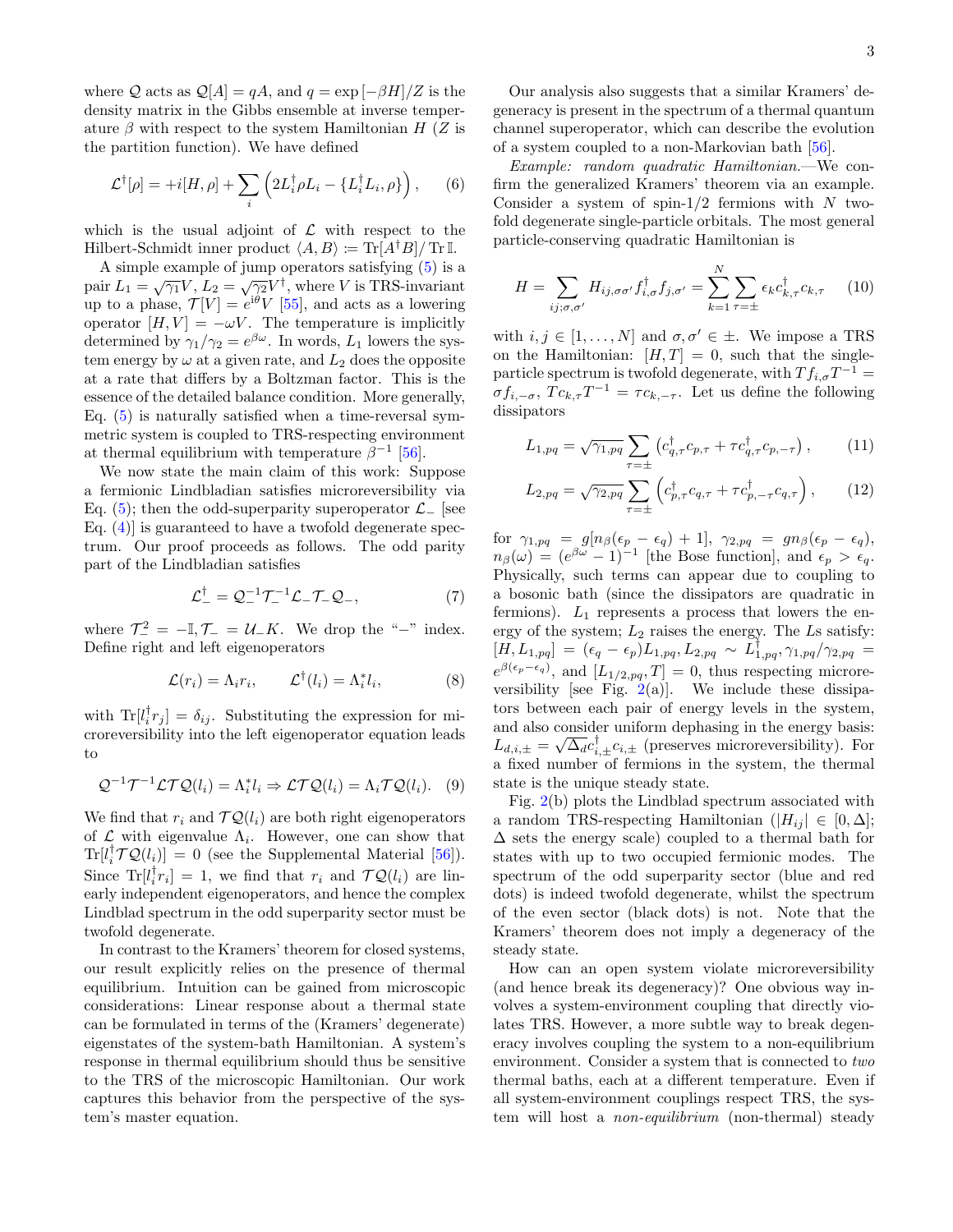where $\mathcal{Q}$ acts as $\mathcal{Q}[A] = qA$, and $q = \exp[-\beta H]/Z$ is the density matrix in the Gibbs ensemble at inverse temperature $\beta$ with respect to the system Hamiltonian $H$ ($Z$ is the partition function). We have defined

$$\mathcal{L}^\dagger[\rho] = +i[H,\rho] + \sum_i \left(2L_i^\dagger \rho L_i - \{L_i^\dagger L_i, \rho\}\right), \qquad (6)$$

which is the usual adjoint of $\mathcal{L}$ with respect to the Hilbert-Schmidt inner product $\langle A, B\rangle \coloneqq \mathrm{Tr}[A^\dagger B]/\mathrm{Tr}\,\mathbb{I}$.

A simple example of jump operators satisfying (5) is a pair $L_1 = \sqrt{\gamma_1}V$, $L_2 = \sqrt{\gamma_2}V^\dagger$, where $V$ is TRS-invariant up to a phase, $\mathcal{T}[V] = e^{i\theta}V$ [55], and acts as a lowering operator $[H,V] = -\omega V$. The temperature is implicitly determined by $\gamma_1/\gamma_2 = e^{\beta\omega}$. In words, $L_1$ lowers the system energy by $\omega$ at a given rate, and $L_2$ does the opposite at a rate that differs by a Boltzman factor. This is the essence of the detailed balance condition. More generally, Eq. (5) is naturally satisfied when a time-reversal symmetric system is coupled to TRS-respecting environment at thermal equilibrium with temperature $\beta^{-1}$ [56].

We now state the main claim of this work: Suppose a fermionic Lindbladian satisfies microreversibility via Eq. (5); then the odd-superparity superoperator $\mathcal{L}_-$ [see Eq. (4)] is guaranteed to have a twofold degenerate spectrum. Our proof proceeds as follows. The odd parity part of the Lindbladian satisfies

$$\mathcal{L}_-^\dagger = \mathcal{Q}_-^{-1}\mathcal{T}_-^{-1}\mathcal{L}_-\mathcal{T}_-\mathcal{Q}_-, \qquad (7)$$

where $\mathcal{T}_-^2 = -\mathbb{I}, \mathcal{T}_- = \mathcal{U}_- K$. We drop the "$-$" index. Define right and left eigenoperators

$$\mathcal{L}(r_i) = \Lambda_i r_i, \qquad \mathcal{L}^\dagger(l_i) = \Lambda_i^* l_i, \qquad (8)$$

with $\mathrm{Tr}[l_i^\dagger r_j] = \delta_{ij}$. Substituting the expression for microreversibility into the left eigenoperator equation leads to

$$\mathcal{Q}^{-1}\mathcal{T}^{-1}\mathcal{L}\mathcal{T}\mathcal{Q}(l_i) = \Lambda_i^* l_i \Rightarrow \mathcal{L}\mathcal{T}\mathcal{Q}(l_i) = \Lambda_i \mathcal{T}\mathcal{Q}(l_i). \quad (9)$$

We find that $r_i$ and $\mathcal{T}\mathcal{Q}(l_i)$ are both right eigenoperators of $\mathcal{L}$ with eigenvalue $\Lambda_i$. However, one can show that $\mathrm{Tr}[l_i^\dagger \mathcal{T}\mathcal{Q}(l_i)] = 0$ (see the Supplemental Material [56]). Since $\mathrm{Tr}[l_i^\dagger r_i] = 1$, we find that $r_i$ and $\mathcal{T}\mathcal{Q}(l_i)$ are linearly independent eigenoperators, and hence the complex Lindblad spectrum in the odd superparity sector must be twofold degenerate.

In contrast to the Kramers' theorem for closed systems, our result explicitly relies on the presence of thermal equilibrium. Intuition can be gained from microscopic considerations: Linear response about a thermal state can be formulated in terms of the (Kramers' degenerate) eigenstates of the system-bath Hamiltonian. A system's response in thermal equilibrium should thus be sensitive to the TRS of the microscopic Hamiltonian. Our work captures this behavior from the perspective of the system's master equation.

Our analysis also suggests that a similar Kramers' degeneracy is present in the spectrum of a thermal quantum channel superoperator, which can describe the evolution of a system coupled to a non-Markovian bath [56].

*Example: random quadratic Hamiltonian.*—We confirm the generalized Kramers' theorem via an example. Consider a system of spin-1/2 fermions with $N$ twofold degenerate single-particle orbitals. The most general particle-conserving quadratic Hamiltonian is

$$H = \sum_{ij;\sigma,\sigma'} H_{ij,\sigma\sigma'} f_{i,\sigma}^\dagger f_{j,\sigma'} = \sum_{k=1}^{N}\sum_{\tau=\pm} \epsilon_k c_{k,\tau}^\dagger c_{k,\tau} \qquad (10)$$

with $i,j \in [1,\ldots,N]$ and $\sigma,\sigma' \in \pm$. We impose a TRS on the Hamiltonian: $[H,T]=0$, such that the single-particle spectrum is twofold degenerate, with $Tf_{i,\sigma}T^{-1} = \sigma f_{i,-\sigma}$, $Tc_{k,\tau}T^{-1} = \tau c_{k,-\tau}$. Let us define the following dissipators

$$L_{1,pq} = \sqrt{\gamma_{1,pq}} \sum_{\tau=\pm}\left(c_{q,\tau}^\dagger c_{p,\tau} + \tau c_{q,\tau}^\dagger c_{p,-\tau}\right), \qquad (11)$$

$$L_{2,pq} = \sqrt{\gamma_{2,pq}} \sum_{\tau=\pm}\left(c_{p,\tau}^\dagger c_{q,\tau} + \tau c_{p,-\tau}^\dagger c_{q,\tau}\right), \qquad (12)$$

for $\gamma_{1,pq} = g[n_\beta(\epsilon_p - \epsilon_q)+1]$, $\gamma_{2,pq} = g n_\beta(\epsilon_p - \epsilon_q)$, $n_\beta(\omega) = (e^{\beta\omega}-1)^{-1}$ [the Bose function], and $\epsilon_p > \epsilon_q$. Physically, such terms can appear due to coupling to a bosonic bath (since the dissipators are quadratic in fermions). $L_1$ represents a process that lowers the energy of the system; $L_2$ raises the energy. The $L$s satisfy: $[H, L_{1,pq}] = (\epsilon_q - \epsilon_p)L_{1,pq}, L_{2,pq} \sim L_{1,pq}^\dagger, \gamma_{1,pq}/\gamma_{2,pq} = e^{\beta(\epsilon_p - \epsilon_q)}$, and $[L_{1/2,pq}, T] = 0$, thus respecting microreversibility [see Fig. 2(a)]. We include these dissipators between each pair of energy levels in the system, and also consider uniform dephasing in the energy basis: $L_{d,i,\pm} = \sqrt{\Delta_d} c_{i,\pm}^\dagger c_{i,\pm}$ (preserves microreversibility). For a fixed number of fermions in the system, the thermal state is the unique steady state.

Fig. 2(b) plots the Lindblad spectrum associated with a random TRS-respecting Hamiltonian ($|H_{ij}| \in [0,\Delta]$; $\Delta$ sets the energy scale) coupled to a thermal bath for states with up to two occupied fermionic modes. The spectrum of the odd superparity sector (blue and red dots) is indeed twofold degenerate, whilst the spectrum of the even sector (black dots) is not. Note that the Kramers' theorem does not imply a degeneracy of the steady state.

How can an open system violate microreversibility (and hence break its degeneracy)? One obvious way involves a system-environment coupling that directly violates TRS. However, a more subtle way to break degeneracy involves coupling the system to a non-equilibrium environment. Consider a system that is connected to *two* thermal baths, each at a different temperature. Even if all system-environment couplings respect TRS, the system will host a *non-equilibrium* (non-thermal) steady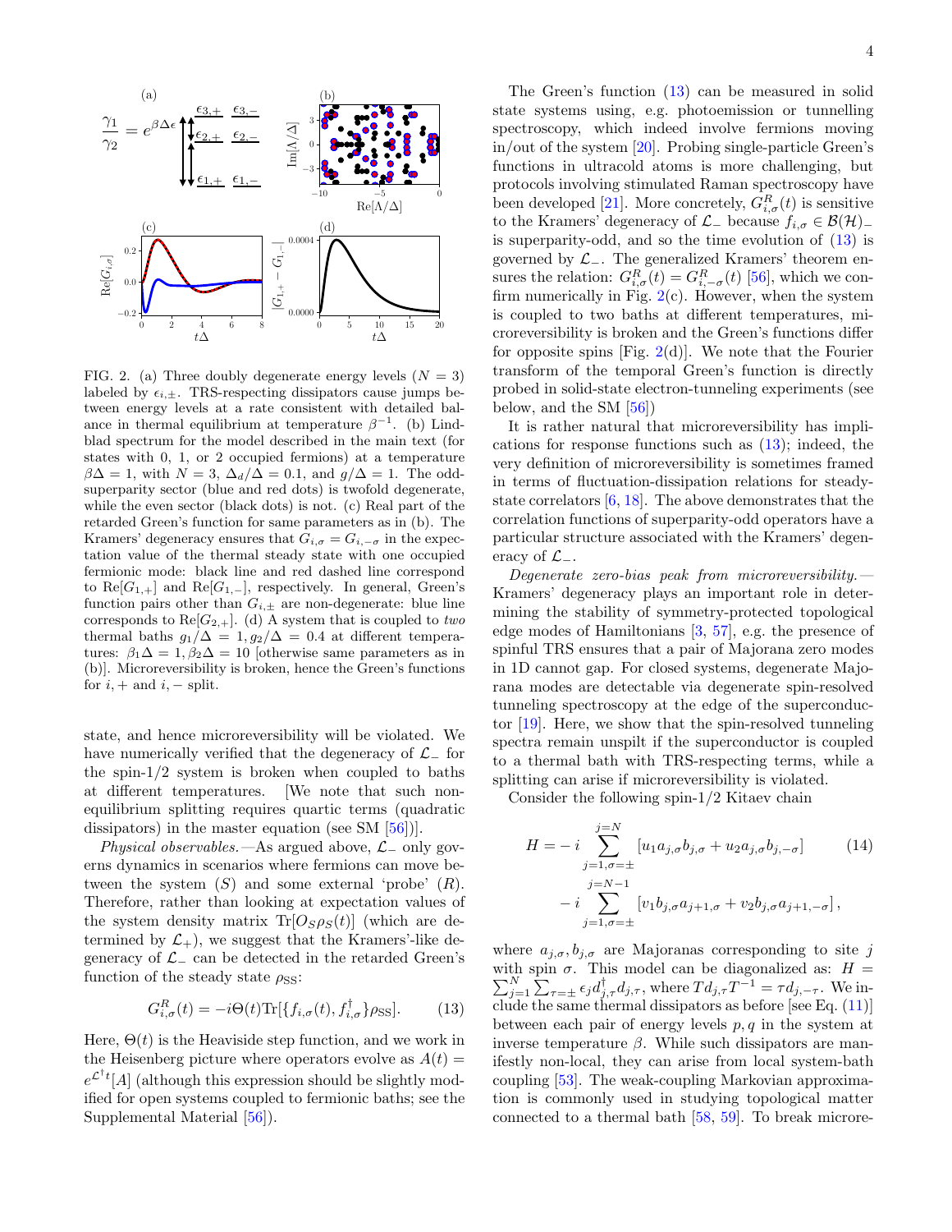FIG. 2. (a) Three doubly degenerate energy levels ($N = 3$) labeled by $\epsilon_{i,\pm}$. TRS-respecting dissipators cause jumps between energy levels at a rate consistent with detailed balance in thermal equilibrium at temperature $\beta^{-1}$. (b) Lindblad spectrum for the model described in the main text (for states with 0, 1, or 2 occupied fermions) at a temperature $\beta\Delta = 1$, with $N = 3$, $\Delta_d/\Delta = 0.1$, and $g/\Delta = 1$. The odd-superparity sector (blue and red dots) is twofold degenerate, while the even sector (black dots) is not. (c) Real part of the retarded Green's function for same parameters as in (b). The Kramers' degeneracy ensures that $G_{i,\sigma} = G_{i,-\sigma}$ in the expectation value of the thermal steady state with one occupied fermionic mode: black line and red dashed line correspond to $\mathrm{Re}[G_{1,+}]$ and $\mathrm{Re}[G_{1,-}]$, respectively. In general, Green's function pairs other than $G_{i,\pm}$ are non-degenerate: blue line corresponds to $\mathrm{Re}[G_{2,+}]$. (d) A system that is coupled to *two* thermal baths $g_1/\Delta = 1, g_2/\Delta = 0.4$ at different temperatures: $\beta_1\Delta = 1, \beta_2\Delta = 10$ [otherwise same parameters as in (b)]. Microreversibility is broken, hence the Green's functions for $i,+$ and $i,-$ split.

state, and hence microreversibility will be violated. We have numerically verified that the degeneracy of $\mathcal{L}_-$ for the spin-1/2 system is broken when coupled to baths at different temperatures. [We note that such non-equilibrium splitting requires quartic terms (quadratic dissipators) in the master equation (see SM [56])].

*Physical observables.*—As argued above, $\mathcal{L}_-$ only governs dynamics in scenarios where fermions can move between the system ($S$) and some external 'probe' ($R$). Therefore, rather than looking at expectation values of the system density matrix $\mathrm{Tr}[O_S\rho_S(t)]$ (which are determined by $\mathcal{L}_+$), we suggest that the Kramers'-like degeneracy of $\mathcal{L}_-$ can be detected in the retarded Green's function of the steady state $\rho_{\mathrm{SS}}$:

$$G^R_{i,\sigma}(t) = -i\Theta(t)\mathrm{Tr}[\{f_{i,\sigma}(t), f^\dagger_{i,\sigma}\}\rho_{\mathrm{SS}}]. \tag{13}$$

Here, $\Theta(t)$ is the Heaviside step function, and we work in the Heisenberg picture where operators evolve as $A(t) = e^{\mathcal{L}^\dagger t}[A]$ (although this expression should be slightly modified for open systems coupled to fermionic baths; see the Supplemental Material [56]).

The Green's function (13) can be measured in solid state systems using, e.g. photoemission or tunnelling spectroscopy, which indeed involve fermions moving in/out of the system [20]. Probing single-particle Green's functions in ultracold atoms is more challenging, but protocols involving stimulated Raman spectroscopy have been developed [21]. More concretely, $G^R_{i,\sigma}(t)$ is sensitive to the Kramers' degeneracy of $\mathcal{L}_-$ because $f_{i,\sigma} \in \mathcal{B}(\mathcal{H})_-$ is superparity-odd, and so the time evolution of (13) is governed by $\mathcal{L}_-$. The generalized Kramers' theorem ensures the relation: $G^R_{i,\sigma}(t) = G^R_{i,-\sigma}(t)$ [56], which we confirm numerically in Fig. 2(c). However, when the system is coupled to two baths at different temperatures, microreversibility is broken and the Green's functions differ for opposite spins [Fig. 2(d)]. We note that the Fourier transform of the temporal Green's function is directly probed in solid-state electron-tunneling experiments (see below, and the SM [56])

It is rather natural that microreversibility has implications for response functions such as (13); indeed, the very definition of microreversibility is sometimes framed in terms of fluctuation-dissipation relations for steady-state correlators [6, 18]. The above demonstrates that the correlation functions of superparity-odd operators have a particular structure associated with the Kramers' degeneracy of $\mathcal{L}_-$.

*Degenerate zero-bias peak from microreversibility.*—Kramers' degeneracy plays an important role in determining the stability of symmetry-protected topological edge modes of Hamiltonians [3, 57], e.g. the presence of spinful TRS ensures that a pair of Majorana zero modes in 1D cannot gap. For closed systems, degenerate Majorana modes are detectable via degenerate spin-resolved tunneling spectroscopy at the edge of the superconductor [19]. Here, we show that the spin-resolved tunneling spectra remain unspilt if the superconductor is coupled to a thermal bath with TRS-respecting terms, while a splitting can arise if microreversibility is violated.

Consider the following spin-1/2 Kitaev chain

$$\begin{aligned} H = &-i\sum_{j=1,\sigma=\pm}^{j=N}\left[u_1 a_{j,\sigma}b_{j,\sigma} + u_2 a_{j,\sigma}b_{j,-\sigma}\right] \\ &-i\sum_{j=1,\sigma=\pm}^{j=N-1}\left[v_1 b_{j,\sigma}a_{j+1,\sigma} + v_2 b_{j,\sigma}a_{j+1,-\sigma}\right], \end{aligned} \tag{14}$$

where $a_{j,\sigma}, b_{j,\sigma}$ are Majoranas corresponding to site $j$ with spin $\sigma$. This model can be diagonalized as: $H = \sum_{j=1}^{N}\sum_{\tau=\pm}\epsilon_j d^\dagger_{j,\tau}d_{j,\tau}$, where $Td_{j,\tau}T^{-1} = \tau d_{j,-\tau}$. We include the same thermal dissipators as before [see Eq. (11)] between each pair of energy levels $p, q$ in the system at inverse temperature $\beta$. While such dissipators are manifestly non-local, they can arise from local system-bath coupling [53]. The weak-coupling Markovian approximation is commonly used in studying topological matter connected to a thermal bath [58, 59]. To break microre-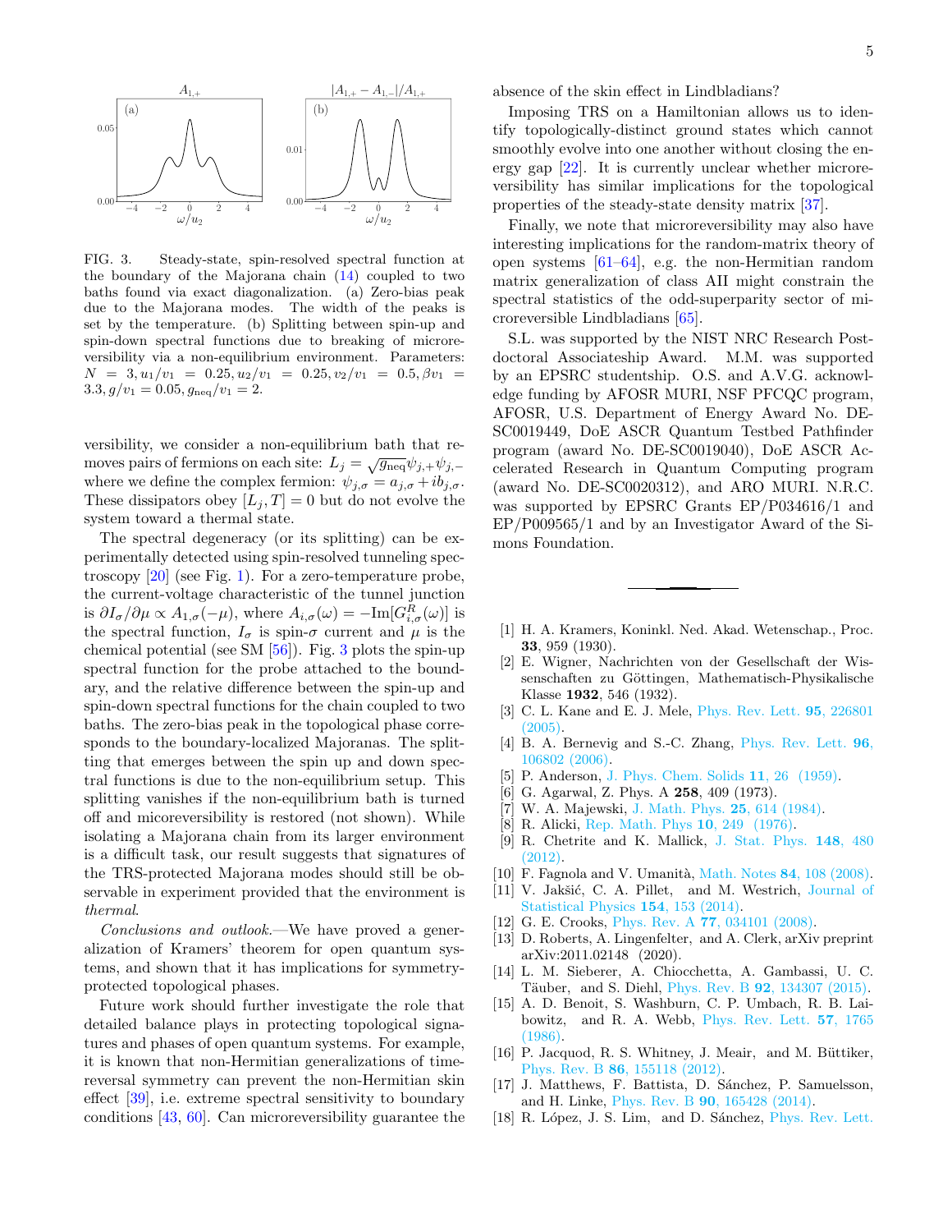FIG. 3. Steady-state, spin-resolved spectral function at the boundary of the Majorana chain (14) coupled to two baths found via exact diagonalization. (a) Zero-bias peak due to the Majorana modes. The width of the peaks is set by the temperature. (b) Splitting between spin-up and spin-down spectral functions due to breaking of microreversibility via a non-equilibrium environment. Parameters: $N = 3, u_1/v_1 = 0.25, u_2/v_1 = 0.25, v_2/v_1 = 0.5, \beta v_1 = 3.3, g/v_1 = 0.05, g_{\rm neq}/v_1 = 2$.

versibility, we consider a non-equilibrium bath that removes pairs of fermions on each site: $L_j = \sqrt{g_{\rm neq}}\psi_{j,+}\psi_{j,-}$ where we define the complex fermion: $\psi_{j,\sigma} = a_{j,\sigma} + ib_{j,\sigma}$. These dissipators obey $[L_j, T] = 0$ but do not evolve the system toward a thermal state.

The spectral degeneracy (or its splitting) can be experimentally detected using spin-resolved tunneling spectroscopy [20] (see Fig. 1). For a zero-temperature probe, the current-voltage characteristic of the tunnel junction is $\partial I_\sigma/\partial\mu \propto A_{1,\sigma}(-\mu)$, where $A_{i,\sigma}(\omega) = -\text{Im}[G^R_{i,\sigma}(\omega)]$ is the spectral function, $I_\sigma$ is spin-$\sigma$ current and $\mu$ is the chemical potential (see SM [56]). Fig. 3 plots the spin-up spectral function for the probe attached to the boundary, and the relative difference between the spin-up and spin-down spectral functions for the chain coupled to two baths. The zero-bias peak in the topological phase corresponds to the boundary-localized Majoranas. The splitting that emerges between the spin up and down spectral functions is due to the non-equilibrium setup. This splitting vanishes if the non-equilibrium bath is turned off and micoreversibility is restored (not shown). While isolating a Majorana chain from its larger environment is a difficult task, our result suggests that signatures of the TRS-protected Majorana modes should still be observable in experiment provided that the environment is *thermal*.

*Conclusions and outlook.*—We have proved a generalization of Kramers' theorem for open quantum systems, and shown that it has implications for symmetry-protected topological phases.

Future work should further investigate the role that detailed balance plays in protecting topological signatures and phases of open quantum systems. For example, it is known that non-Hermitian generalizations of time-reversal symmetry can prevent the non-Hermitian skin effect [39], i.e. extreme spectral sensitivity to boundary conditions [43, 60]. Can microreversibility guarantee the absence of the skin effect in Lindbladians?

Imposing TRS on a Hamiltonian allows us to identify topologically-distinct ground states which cannot smoothly evolve into one another without closing the energy gap [22]. It is currently unclear whether microreversibility has similar implications for the topological properties of the steady-state density matrix [37].

Finally, we note that microreversibility may also have interesting implications for the random-matrix theory of open systems [61–64], e.g. the non-Hermitian random matrix generalization of class AII might constrain the spectral statistics of the odd-superparity sector of microreversible Lindbladians [65].

S.L. was supported by the NIST NRC Research Postdoctoral Associateship Award. M.M. was supported by an EPSRC studentship. O.S. and A.V.G. acknowledge funding by AFOSR MURI, NSF PFCQC program, AFOSR, U.S. Department of Energy Award No. DE-SC0019449, DoE ASCR Quantum Testbed Pathfinder program (award No. DE-SC0019040), DoE ASCR Accelerated Research in Quantum Computing program (award No. DE-SC0020312), and ARO MURI. N.R.C. was supported by EPSRC Grants EP/P034616/1 and EP/P009565/1 and by an Investigator Award of the Simons Foundation.

---

[1] H. A. Kramers, Koninkl. Ned. Akad. Wetenschap., Proc. **33**, 959 (1930).

[2] E. Wigner, Nachrichten von der Gesellschaft der Wissenschaften zu Göttingen, Mathematisch-Physikalische Klasse **1932**, 546 (1932).

[3] C. L. Kane and E. J. Mele, Phys. Rev. Lett. **95**, 226801 (2005).

[4] B. A. Bernevig and S.-C. Zhang, Phys. Rev. Lett. **96**, 106802 (2006).

[5] P. Anderson, J. Phys. Chem. Solids **11**, 26 (1959).

[6] G. Agarwal, Z. Phys. A **258**, 409 (1973).

[7] W. A. Majewski, J. Math. Phys. **25**, 614 (1984).

[8] R. Alicki, Rep. Math. Phys **10**, 249 (1976).

[9] R. Chetrite and K. Mallick, J. Stat. Phys. **148**, 480 (2012).

[10] F. Fagnola and V. Umanità, Math. Notes **84**, 108 (2008).

[11] V. Jakšić, C. A. Pillet, and M. Westrich, Journal of Statistical Physics **154**, 153 (2014).

[12] G. E. Crooks, Phys. Rev. A **77**, 034101 (2008).

[13] D. Roberts, A. Lingenfelter, and A. Clerk, arXiv preprint arXiv:2011.02148 (2020).

[14] L. M. Sieberer, A. Chiocchetta, A. Gambassi, U. C. Täuber, and S. Diehl, Phys. Rev. B **92**, 134307 (2015).

[15] A. D. Benoit, S. Washburn, C. P. Umbach, R. B. Laibowitz, and R. A. Webb, Phys. Rev. Lett. **57**, 1765 (1986).

[16] P. Jacquod, R. S. Whitney, J. Meair, and M. Büttiker, Phys. Rev. B **86**, 155118 (2012).

[17] J. Matthews, F. Battista, D. Sánchez, P. Samuelsson, and H. Linke, Phys. Rev. B **90**, 165428 (2014).

[18] R. López, J. S. Lim, and D. Sánchez, Phys. Rev. Lett.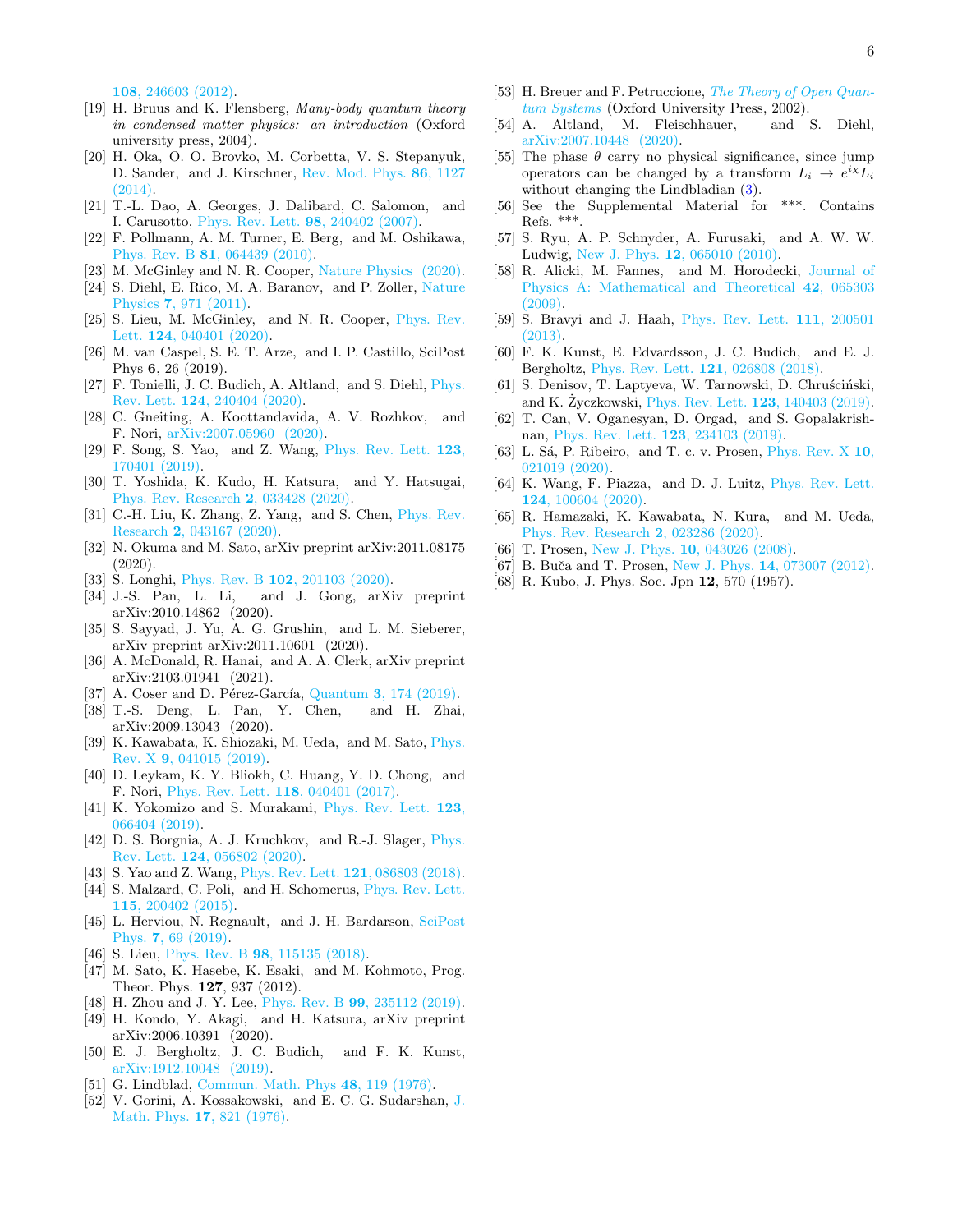**108**, 246603 (2012).

[19] H. Bruus and K. Flensberg, *Many-body quantum theory in condensed matter physics: an introduction* (Oxford university press, 2004).

[20] H. Oka, O. O. Brovko, M. Corbetta, V. S. Stepanyuk, D. Sander, and J. Kirschner, Rev. Mod. Phys. **86**, 1127 (2014).

[21] T.-L. Dao, A. Georges, J. Dalibard, C. Salomon, and I. Carusotto, Phys. Rev. Lett. **98**, 240402 (2007).

[22] F. Pollmann, A. M. Turner, E. Berg, and M. Oshikawa, Phys. Rev. B **81**, 064439 (2010).

[23] M. McGinley and N. R. Cooper, Nature Physics (2020).

[24] S. Diehl, E. Rico, M. A. Baranov, and P. Zoller, Nature Physics **7**, 971 (2011).

[25] S. Lieu, M. McGinley, and N. R. Cooper, Phys. Rev. Lett. **124**, 040401 (2020).

[26] M. van Caspel, S. E. T. Arze, and I. P. Castillo, SciPost Phys **6**, 26 (2019).

[27] F. Tonielli, J. C. Budich, A. Altland, and S. Diehl, Phys. Rev. Lett. **124**, 240404 (2020).

[28] C. Gneiting, A. Koottandavida, A. V. Rozhkov, and F. Nori, arXiv:2007.05960 (2020).

[29] F. Song, S. Yao, and Z. Wang, Phys. Rev. Lett. **123**, 170401 (2019).

[30] T. Yoshida, K. Kudo, H. Katsura, and Y. Hatsugai, Phys. Rev. Research **2**, 033428 (2020).

[31] C.-H. Liu, K. Zhang, Z. Yang, and S. Chen, Phys. Rev. Research **2**, 043167 (2020).

[32] N. Okuma and M. Sato, arXiv preprint arXiv:2011.08175 (2020).

[33] S. Longhi, Phys. Rev. B **102**, 201103 (2020).

[34] J.-S. Pan, L. Li, and J. Gong, arXiv preprint arXiv:2010.14862 (2020).

[35] S. Sayyad, J. Yu, A. G. Grushin, and L. M. Sieberer, arXiv preprint arXiv:2011.10601 (2020).

[36] A. McDonald, R. Hanai, and A. A. Clerk, arXiv preprint arXiv:2103.01941 (2021).

[37] A. Coser and D. Pérez-García, Quantum **3**, 174 (2019).

[38] T.-S. Deng, L. Pan, Y. Chen, and H. Zhai, arXiv:2009.13043 (2020).

[39] K. Kawabata, K. Shiozaki, M. Ueda, and M. Sato, Phys. Rev. X **9**, 041015 (2019).

[40] D. Leykam, K. Y. Bliokh, C. Huang, Y. D. Chong, and F. Nori, Phys. Rev. Lett. **118**, 040401 (2017).

[41] K. Yokomizo and S. Murakami, Phys. Rev. Lett. **123**, 066404 (2019).

[42] D. S. Borgnia, A. J. Kruchkov, and R.-J. Slager, Phys. Rev. Lett. **124**, 056802 (2020).

[43] S. Yao and Z. Wang, Phys. Rev. Lett. **121**, 086803 (2018).

[44] S. Malzard, C. Poli, and H. Schomerus, Phys. Rev. Lett. **115**, 200402 (2015).

[45] L. Herviou, N. Regnault, and J. H. Bardarson, SciPost Phys. **7**, 69 (2019).

[46] S. Lieu, Phys. Rev. B **98**, 115135 (2018).

[47] M. Sato, K. Hasebe, K. Esaki, and M. Kohmoto, Prog. Theor. Phys. **127**, 937 (2012).

[48] H. Zhou and J. Y. Lee, Phys. Rev. B **99**, 235112 (2019).

[49] H. Kondo, Y. Akagi, and H. Katsura, arXiv preprint arXiv:2006.10391 (2020).

[50] E. J. Bergholtz, J. C. Budich, and F. K. Kunst, arXiv:1912.10048 (2019).

[51] G. Lindblad, Commun. Math. Phys **48**, 119 (1976).

[52] V. Gorini, A. Kossakowski, and E. C. G. Sudarshan, J. Math. Phys. **17**, 821 (1976).

[53] H. Breuer and F. Petruccione, *The Theory of Open Quantum Systems* (Oxford University Press, 2002).

[54] A. Altland, M. Fleischhauer, and S. Diehl, arXiv:2007.10448 (2020).

[55] The phase $\theta$ carry no physical significance, since jump operators can be changed by a transform $L_i \to e^{i\chi} L_i$ without changing the Lindbladian (3).

[56] See the Supplemental Material for ***. Contains Refs. ***.

[57] S. Ryu, A. P. Schnyder, A. Furusaki, and A. W. W. Ludwig, New J. Phys. **12**, 065010 (2010).

[58] R. Alicki, M. Fannes, and M. Horodecki, Journal of Physics A: Mathematical and Theoretical **42**, 065303 (2009).

[59] S. Bravyi and J. Haah, Phys. Rev. Lett. **111**, 200501 (2013).

[60] F. K. Kunst, E. Edvardsson, J. C. Budich, and E. J. Bergholtz, Phys. Rev. Lett. **121**, 026808 (2018).

[61] S. Denisov, T. Laptyeva, W. Tarnowski, D. Chruściński, and K. Życzkowski, Phys. Rev. Lett. **123**, 140403 (2019).

[62] T. Can, V. Oganesyan, D. Orgad, and S. Gopalakrishnan, Phys. Rev. Lett. **123**, 234103 (2019).

[63] L. Sá, P. Ribeiro, and T. c. v. Prosen, Phys. Rev. X **10**, 021019 (2020).

[64] K. Wang, F. Piazza, and D. J. Luitz, Phys. Rev. Lett. **124**, 100604 (2020).

[65] R. Hamazaki, K. Kawabata, N. Kura, and M. Ueda, Phys. Rev. Research **2**, 023286 (2020).

[66] T. Prosen, New J. Phys. **10**, 043026 (2008).

[67] B. Buča and T. Prosen, New J. Phys. **14**, 073007 (2012).

[68] R. Kubo, J. Phys. Soc. Jpn **12**, 570 (1957).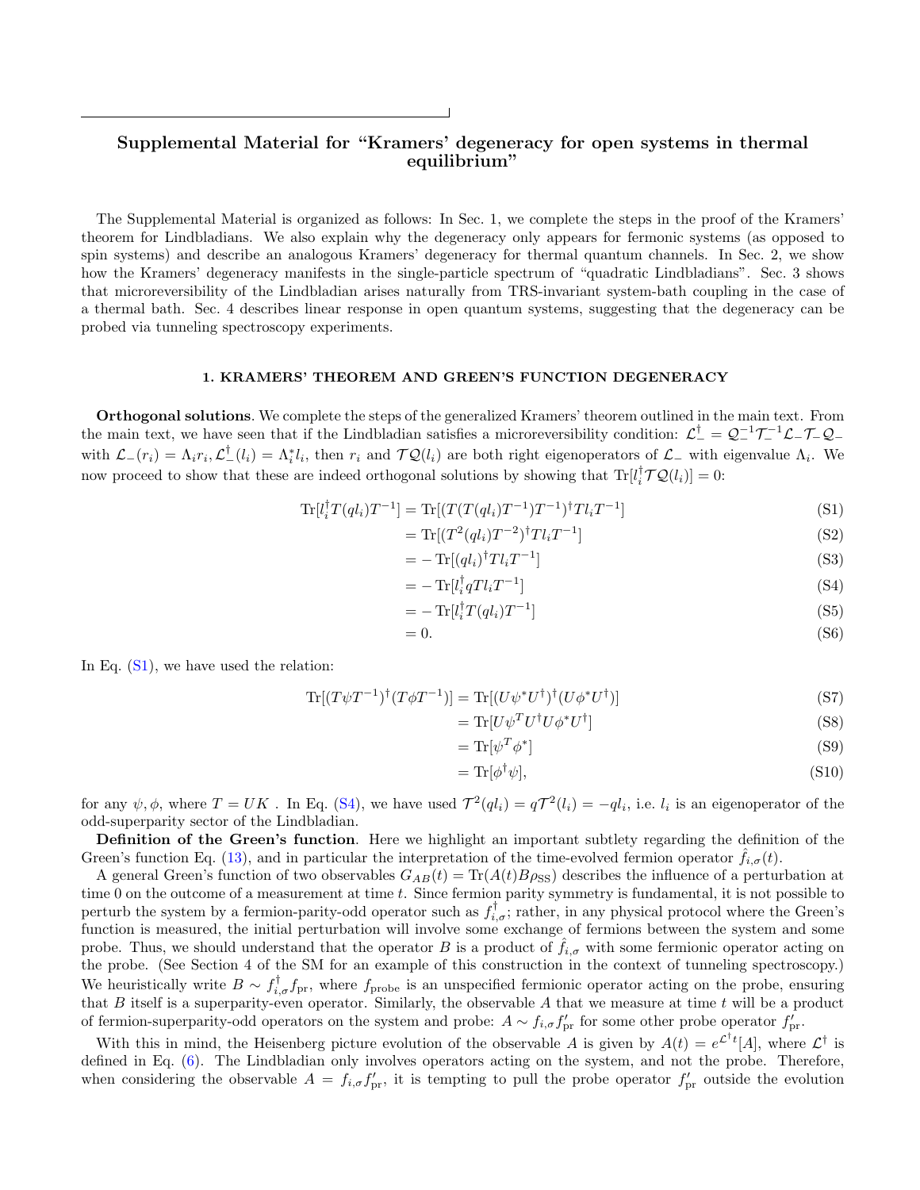# Supplemental Material for "Kramers' degeneracy for open systems in thermal equilibrium"

The Supplemental Material is organized as follows: In Sec. 1, we complete the steps in the proof of the Kramers' theorem for Lindbladians. We also explain why the degeneracy only appears for fermonic systems (as opposed to spin systems) and describe an analogous Kramers' degeneracy for thermal quantum channels. In Sec. 2, we show how the Kramers' degeneracy manifests in the single-particle spectrum of "quadratic Lindbladians". Sec. 3 shows that microreversibility of the Lindbladian arises naturally from TRS-invariant system-bath coupling in the case of a thermal bath. Sec. 4 describes linear response in open quantum systems, suggesting that the degeneracy can be probed via tunneling spectroscopy experiments.

## 1. KRAMERS' THEOREM AND GREEN'S FUNCTION DEGENERACY

**Orthogonal solutions**. We complete the steps of the generalized Kramers' theorem outlined in the main text. From the main text, we have seen that if the Lindbladian satisfies a microreversibility condition: $\mathcal{L}_-^\dagger = \mathcal{Q}_-^{-1}\mathcal{T}_-^{-1}\mathcal{L}_-\mathcal{T}_-\mathcal{Q}_-$ with $\mathcal{L}_-(r_i) = \Lambda_i r_i, \mathcal{L}_-^\dagger(l_i) = \Lambda_i^* l_i$, then $r_i$ and $\mathcal{T}\mathcal{Q}(l_i)$ are both right eigenoperators of $\mathcal{L}_-$ with eigenvalue $\Lambda_i$. We now proceed to show that these are indeed orthogonal solutions by showing that $\mathrm{Tr}[l_i^\dagger \mathcal{T}\mathcal{Q}(l_i)] = 0$:

$$
\begin{aligned}
\mathrm{Tr}[l_i^\dagger T(ql_i)T^{-1}] &= \mathrm{Tr}[(T(T(ql_i)T^{-1})T^{-1})^\dagger T l_i T^{-1}] && \text{(S1)}\\
&= \mathrm{Tr}[(T^2(ql_i)T^{-2})^\dagger T l_i T^{-1}] && \text{(S2)}\\
&= -\mathrm{Tr}[(ql_i)^\dagger T l_i T^{-1}] && \text{(S3)}\\
&= -\mathrm{Tr}[l_i^\dagger q T l_i T^{-1}] && \text{(S4)}\\
&= -\mathrm{Tr}[l_i^\dagger T(ql_i)T^{-1}] && \text{(S5)}\\
&= 0. && \text{(S6)}
\end{aligned}
$$

In Eq. (S1), we have used the relation:

$$
\begin{aligned}
\mathrm{Tr}[(T\psi T^{-1})^\dagger (T\phi T^{-1})] &= \mathrm{Tr}[(U\psi^* U^\dagger)^\dagger (U\phi^* U^\dagger)] && \text{(S7)}\\
&= \mathrm{Tr}[U\psi^T U^\dagger U\phi^* U^\dagger] && \text{(S8)}\\
&= \mathrm{Tr}[\psi^T \phi^*] && \text{(S9)}\\
&= \mathrm{Tr}[\phi^\dagger \psi], && \text{(S10)}
\end{aligned}
$$

for any $\psi, \phi$, where $T = UK$ . In Eq. (S4), we have used $\mathcal{T}^2(ql_i) = q\mathcal{T}^2(l_i) = -ql_i$, i.e. $l_i$ is an eigenoperator of the odd-superparity sector of the Lindbladian.

**Definition of the Green's function**. Here we highlight an important subtlety regarding the definition of the Green's function Eq. (13), and in particular the interpretation of the time-evolved fermion operator $\hat{f}_{i,\sigma}(t)$.

A general Green's function of two observables $G_{AB}(t) = \mathrm{Tr}(A(t)B\rho_{\mathrm{SS}})$ describes the influence of a perturbation at time 0 on the outcome of a measurement at time $t$. Since fermion parity symmetry is fundamental, it is not possible to perturb the system by a fermion-parity-odd operator such as $f_{i,\sigma}^\dagger$; rather, in any physical protocol where the Green's function is measured, the initial perturbation will involve some exchange of fermions between the system and some probe. Thus, we should understand that the operator $B$ is a product of $\hat{f}_{i,\sigma}$ with some fermionic operator acting on the probe. (See Section 4 of the SM for an example of this construction in the context of tunneling spectroscopy.) We heuristically write $B \sim f_{i,\sigma}^\dagger f_{\mathrm{pr}}$, where $f_{\mathrm{probe}}$ is an unspecified fermionic operator acting on the probe, ensuring that $B$ itself is a superparity-even operator. Similarly, the observable $A$ that we measure at time $t$ will be a product of fermion-superparity-odd operators on the system and probe: $A \sim f_{i,\sigma} f'_{\mathrm{pr}}$ for some other probe operator $f'_{\mathrm{pr}}$.

With this in mind, the Heisenberg picture evolution of the observable $A$ is given by $A(t) = e^{\mathcal{L}^\dagger t}[A]$, where $\mathcal{L}^\dagger$ is defined in Eq. (6). The Lindbladian only involves operators acting on the system, and not the probe. Therefore, when considering the observable $A = f_{i,\sigma} f'_{\mathrm{pr}}$, it is tempting to pull the probe operator $f'_{\mathrm{pr}}$ outside the evolution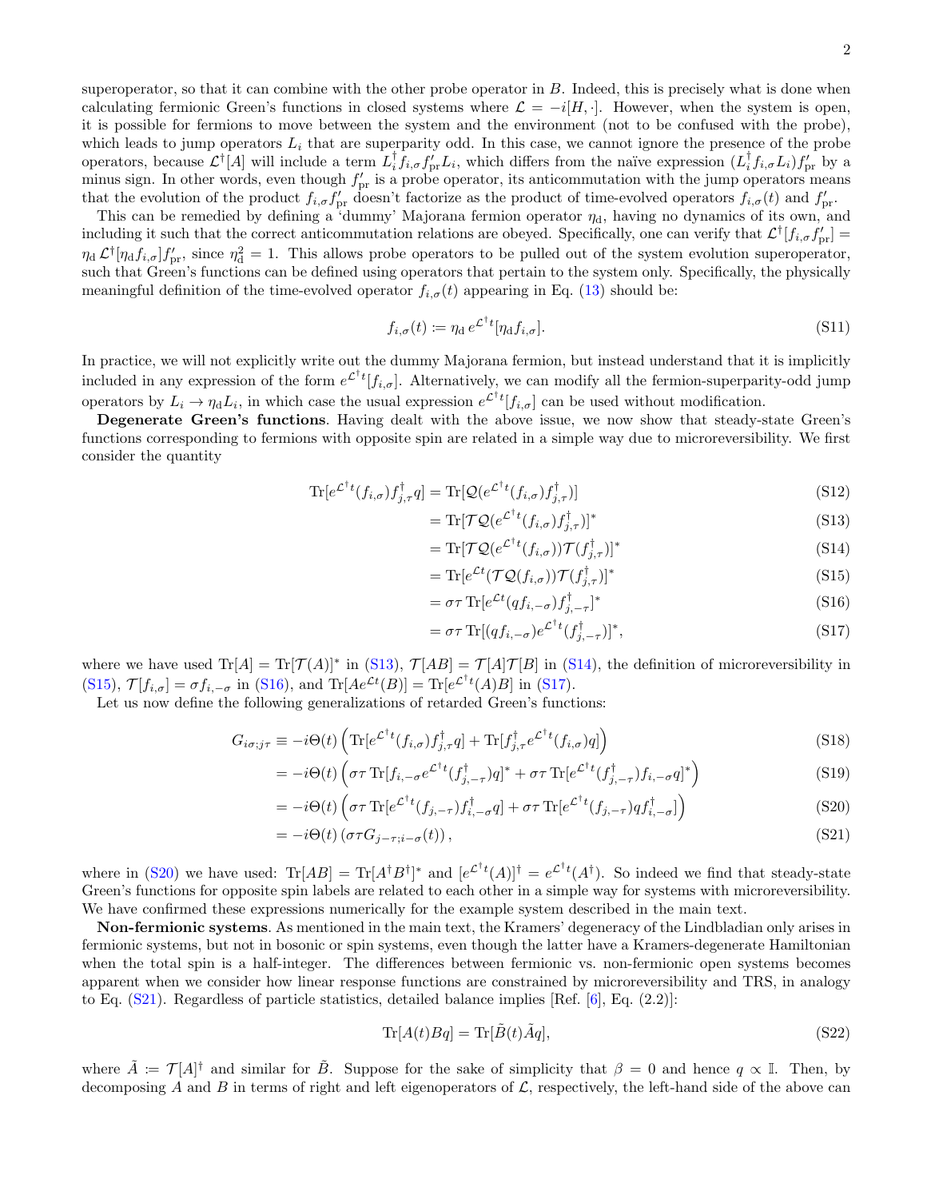superoperator, so that it can combine with the other probe operator in $B$. Indeed, this is precisely what is done when calculating fermionic Green's functions in closed systems where $\mathcal{L} = -i[H, \cdot]$. However, when the system is open, it is possible for fermions to move between the system and the environment (not to be confused with the probe), which leads to jump operators $L_i$ that are superparity odd. In this case, we cannot ignore the presence of the probe operators, because $\mathcal{L}^\dagger[A]$ will include a term $L_i^\dagger f_{i,\sigma} f'_{\rm pr} L_i$, which differs from the naïve expression $(L_i^\dagger f_{i,\sigma} L_i) f'_{\rm pr}$ by a minus sign. In other words, even though $f'_{\rm pr}$ is a probe operator, its anticommutation with the jump operators means that the evolution of the product $f_{i,\sigma} f'_{\rm pr}$ doesn't factorize as the product of time-evolved operators $f_{i,\sigma}(t)$ and $f'_{\rm pr}$.

This can be remedied by defining a 'dummy' Majorana fermion operator $\eta_{\rm d}$, having no dynamics of its own, and including it such that the correct anticommutation relations are obeyed. Specifically, one can verify that $\mathcal{L}^\dagger[f_{i,\sigma} f'_{\rm pr}] = \eta_{\rm d}\, \mathcal{L}^\dagger[\eta_{\rm d} f_{i,\sigma}] f'_{\rm pr}$, since $\eta_{\rm d}^2 = 1$. This allows probe operators to be pulled out of the system evolution superoperator, such that Green's functions can be defined using operators that pertain to the system only. Specifically, the physically meaningful definition of the time-evolved operator $f_{i,\sigma}(t)$ appearing in Eq. (13) should be:

$$f_{i,\sigma}(t) \coloneqq \eta_{\rm d}\, e^{\mathcal{L}^\dagger t}[\eta_{\rm d} f_{i,\sigma}]. \tag{S11}$$

In practice, we will not explicitly write out the dummy Majorana fermion, but instead understand that it is implicitly included in any expression of the form $e^{\mathcal{L}^\dagger t}[f_{i,\sigma}]$. Alternatively, we can modify all the fermion-superparity-odd jump operators by $L_i \to \eta_{\rm d} L_i$, in which case the usual expression $e^{\mathcal{L}^\dagger t}[f_{i,\sigma}]$ can be used without modification.

**Degenerate Green's functions**. Having dealt with the above issue, we now show that steady-state Green's functions corresponding to fermions with opposite spin are related in a simple way due to microreversibility. We first consider the quantity

$$\begin{aligned}
\mathrm{Tr}[e^{\mathcal{L}^\dagger t}(f_{i,\sigma}) f_{j,\tau}^\dagger q] &= \mathrm{Tr}[\mathcal{Q}(e^{\mathcal{L}^\dagger t}(f_{i,\sigma}) f_{j,\tau}^\dagger)] && \text{(S12)}\\
&= \mathrm{Tr}[\mathcal{T}\mathcal{Q}(e^{\mathcal{L}^\dagger t}(f_{i,\sigma}) f_{j,\tau}^\dagger)]^* && \text{(S13)}\\
&= \mathrm{Tr}[\mathcal{T}\mathcal{Q}(e^{\mathcal{L}^\dagger t}(f_{i,\sigma}))\mathcal{T}(f_{j,\tau}^\dagger)]^* && \text{(S14)}\\
&= \mathrm{Tr}[e^{\mathcal{L}t}(\mathcal{T}\mathcal{Q}(f_{i,\sigma}))\mathcal{T}(f_{j,\tau}^\dagger)]^* && \text{(S15)}\\
&= \sigma\tau\, \mathrm{Tr}[e^{\mathcal{L}t}(q f_{i,-\sigma}) f_{j,-\tau}^\dagger]^* && \text{(S16)}\\
&= \sigma\tau\, \mathrm{Tr}[(q f_{i,-\sigma}) e^{\mathcal{L}^\dagger t}(f_{j,-\tau}^\dagger)]^*, && \text{(S17)}
\end{aligned}$$

where we have used $\mathrm{Tr}[A] = \mathrm{Tr}[\mathcal{T}(A)]^*$ in (S13), $\mathcal{T}[AB] = \mathcal{T}[A]\mathcal{T}[B]$ in (S14), the definition of microreversibility in (S15), $\mathcal{T}[f_{i,\sigma}] = \sigma f_{i,-\sigma}$ in (S16), and $\mathrm{Tr}[A e^{\mathcal{L}t}(B)] = \mathrm{Tr}[e^{\mathcal{L}^\dagger t}(A) B]$ in (S17).

Let us now define the following generalizations of retarded Green's functions:

$$\begin{aligned}
G_{i\sigma;j\tau} &\equiv -i\Theta(t)\left(\mathrm{Tr}[e^{\mathcal{L}^\dagger t}(f_{i,\sigma}) f_{j,\tau}^\dagger q] + \mathrm{Tr}[f_{j,\tau}^\dagger e^{\mathcal{L}^\dagger t}(f_{i,\sigma}) q]\right) && \text{(S18)}\\
&= -i\Theta(t)\left(\sigma\tau\, \mathrm{Tr}[f_{i,-\sigma} e^{\mathcal{L}^\dagger t}(f_{j,-\tau}^\dagger) q]^* + \sigma\tau\, \mathrm{Tr}[e^{\mathcal{L}^\dagger t}(f_{j,-\tau}^\dagger) f_{i,-\sigma} q]^*\right) && \text{(S19)}\\
&= -i\Theta(t)\left(\sigma\tau\, \mathrm{Tr}[e^{\mathcal{L}^\dagger t}(f_{j,-\tau}) f_{i,-\sigma}^\dagger q] + \sigma\tau\, \mathrm{Tr}[e^{\mathcal{L}^\dagger t}(f_{j,-\tau}) q f_{i,-\sigma}^\dagger]\right) && \text{(S20)}\\
&= -i\Theta(t)\left(\sigma\tau G_{j-\tau;i-\sigma}(t)\right), && \text{(S21)}
\end{aligned}$$

where in (S20) we have used: $\mathrm{Tr}[AB] = \mathrm{Tr}[A^\dagger B^\dagger]^*$ and $[e^{\mathcal{L}^\dagger t}(A)]^\dagger = e^{\mathcal{L}^\dagger t}(A^\dagger)$. So indeed we find that steady-state Green's functions for opposite spin labels are related to each other in a simple way for systems with microreversibility. We have confirmed these expressions numerically for the example system described in the main text.

**Non-fermionic systems**. As mentioned in the main text, the Kramers' degeneracy of the Lindbladian only arises in fermionic systems, but not in bosonic or spin systems, even though the latter have a Kramers-degenerate Hamiltonian when the total spin is a half-integer. The differences between fermionic vs. non-fermionic open systems becomes apparent when we consider how linear response functions are constrained by microreversibility and TRS, in analogy to Eq. (S21). Regardless of particle statistics, detailed balance implies [Ref. [6], Eq. (2.2)]:

$$\mathrm{Tr}[A(t) B q] = \mathrm{Tr}[\tilde{B}(t) \tilde{A} q], \tag{S22}$$

where $\tilde{A} \coloneqq \mathcal{T}[A]^\dagger$ and similar for $\tilde{B}$. Suppose for the sake of simplicity that $\beta = 0$ and hence $q \propto \mathbb{I}$. Then, by decomposing $A$ and $B$ in terms of right and left eigenoperators of $\mathcal{L}$, respectively, the left-hand side of the above can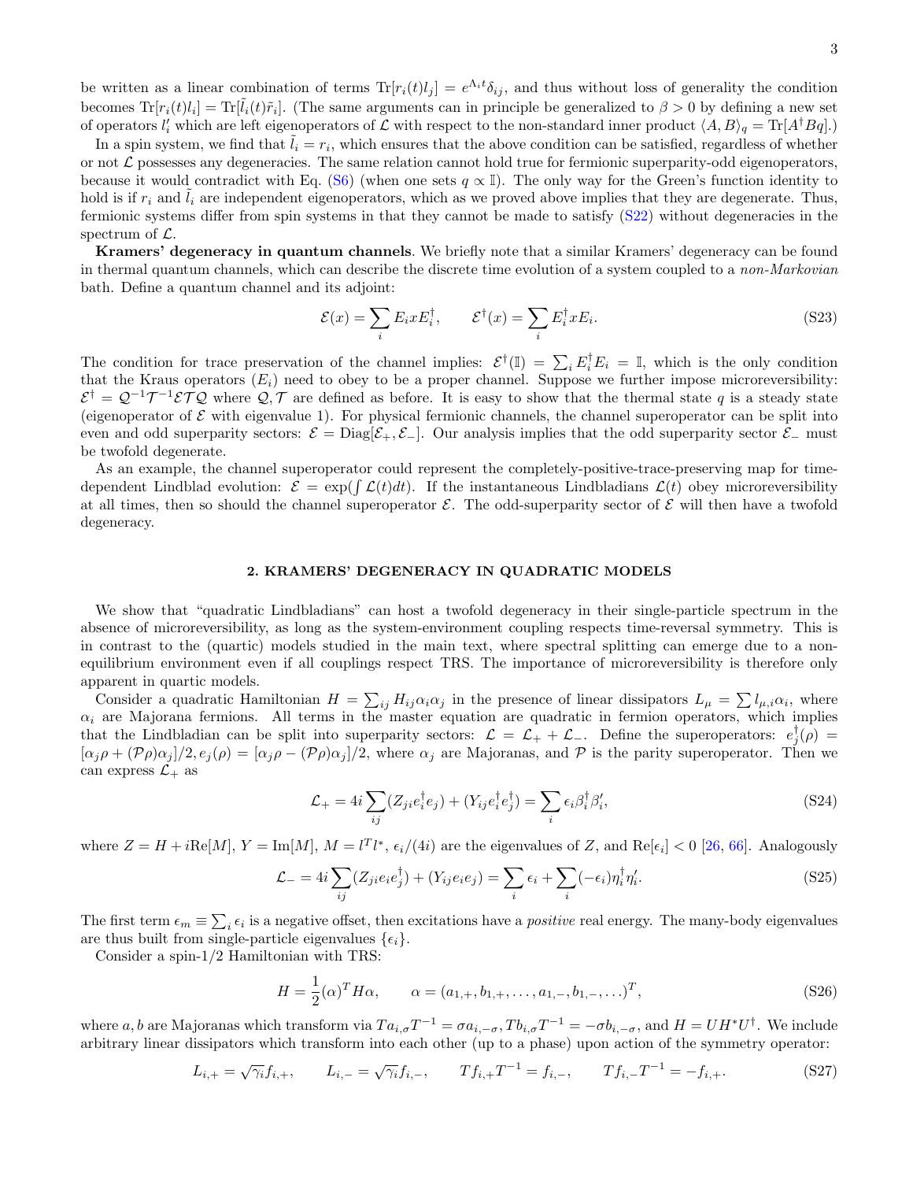be written as a linear combination of terms $\mathrm{Tr}[r_i(t)l_j] = e^{\Lambda_i t}\delta_{ij}$, and thus without loss of generality the condition becomes $\mathrm{Tr}[r_i(t)l_i] = \mathrm{Tr}[\tilde{l}_i(t)\tilde{r}_i]$. (The same arguments can in principle be generalized to $\beta > 0$ by defining a new set of operators $l_i'$ which are left eigenoperators of $\mathcal{L}$ with respect to the non-standard inner product $\langle A, B\rangle_q = \mathrm{Tr}[A^\dagger Bq]$.)

In a spin system, we find that $\tilde{l}_i = r_i$, which ensures that the above condition can be satisfied, regardless of whether or not $\mathcal{L}$ possesses any degeneracies. The same relation cannot hold true for fermionic superparity-odd eigenoperators, because it would contradict with Eq. (S6) (when one sets $q \propto \mathbb{I}$). The only way for the Green's function identity to hold is if $r_i$ and $\tilde{l}_i$ are independent eigenoperators, which as we proved above implies that they are degenerate. Thus, fermionic systems differ from spin systems in that they cannot be made to satisfy (S22) without degeneracies in the spectrum of $\mathcal{L}$.

**Kramers' degeneracy in quantum channels**. We briefly note that a similar Kramers' degeneracy can be found in thermal quantum channels, which can describe the discrete time evolution of a system coupled to a *non-Markovian* bath. Define a quantum channel and its adjoint:

$$\mathcal{E}(x) = \sum_i E_i x E_i^\dagger, \qquad \mathcal{E}^\dagger(x) = \sum_i E_i^\dagger x E_i. \tag{S23}$$

The condition for trace preservation of the channel implies: $\mathcal{E}^\dagger(\mathbb{I}) = \sum_i E_i^\dagger E_i = \mathbb{I}$, which is the only condition that the Kraus operators ($E_i$) need to obey to be a proper channel. Suppose we further impose microreversibility: $\mathcal{E}^\dagger = \mathcal{Q}^{-1}\mathcal{T}^{-1}\mathcal{E}\mathcal{T}\mathcal{Q}$ where $\mathcal{Q}, \mathcal{T}$ are defined as before. It is easy to show that the thermal state $q$ is a steady state (eigenoperator of $\mathcal{E}$ with eigenvalue 1). For physical fermionic channels, the channel superoperator can be split into even and odd superparity sectors: $\mathcal{E} = \mathrm{Diag}[\mathcal{E}_+, \mathcal{E}_-]$. Our analysis implies that the odd superparity sector $\mathcal{E}_-$ must be twofold degenerate.

As an example, the channel superoperator could represent the completely-positive-trace-preserving map for time-dependent Lindblad evolution: $\mathcal{E} = \exp(\int \mathcal{L}(t)dt)$. If the instantaneous Lindbladians $\mathcal{L}(t)$ obey microreversibility at all times, then so should the channel superoperator $\mathcal{E}$. The odd-superparity sector of $\mathcal{E}$ will then have a twofold degeneracy.

## 2. KRAMERS' DEGENERACY IN QUADRATIC MODELS

We show that "quadratic Lindbladians" can host a twofold degeneracy in their single-particle spectrum in the absence of microreversibility, as long as the system-environment coupling respects time-reversal symmetry. This is in contrast to the (quartic) models studied in the main text, where spectral splitting can emerge due to a non-equilibrium environment even if all couplings respect TRS. The importance of microreversibility is therefore only apparent in quartic models.

Consider a quadratic Hamiltonian $H = \sum_{ij} H_{ij}\alpha_i\alpha_j$ in the presence of linear dissipators $L_\mu = \sum l_{\mu,i}\alpha_i$, where $\alpha_i$ are Majorana fermions. All terms in the master equation are quadratic in fermion operators, which implies that the Lindbladian can be split into superparity sectors: $\mathcal{L} = \mathcal{L}_+ + \mathcal{L}_-$. Define the superoperators: $e_j^\dagger(\rho) = [\alpha_j\rho + (\mathcal{P}\rho)\alpha_j]/2, e_j(\rho) = [\alpha_j\rho - (\mathcal{P}\rho)\alpha_j]/2$, where $\alpha_j$ are Majoranas, and $\mathcal{P}$ is the parity superoperator. Then we can express $\mathcal{L}_+$ as

$$\mathcal{L}_+ = 4i\sum_{ij}(Z_{ji}e_i^\dagger e_j) + (Y_{ij}e_i^\dagger e_j^\dagger) = \sum_i \epsilon_i \beta_i^\dagger \beta_i', \tag{S24}$$

where $Z = H + i\mathrm{Re}[M]$, $Y = \mathrm{Im}[M]$, $M = l^T l^*$, $\epsilon_i/(4i)$ are the eigenvalues of $Z$, and $\mathrm{Re}[\epsilon_i] < 0$ [26, 66]. Analogously

$$\mathcal{L}_- = 4i\sum_{ij}(Z_{ji}e_i e_j^\dagger) + (Y_{ij}e_i e_j) = \sum_i \epsilon_i + \sum_i (-\epsilon_i)\eta_i^\dagger \eta_i'. \tag{S25}$$

The first term $\epsilon_m \equiv \sum_i \epsilon_i$ is a negative offset, then excitations have a *positive* real energy. The many-body eigenvalues are thus built from single-particle eigenvalues $\{\epsilon_i\}$.

Consider a spin-1/2 Hamiltonian with TRS:

$$H = \frac{1}{2}(\alpha)^T H \alpha, \qquad \alpha = (a_{1,+}, b_{1,+}, \ldots, a_{1,-}, b_{1,-}, \ldots)^T, \tag{S26}$$

where $a, b$ are Majoranas which transform via $Ta_{i,\sigma}T^{-1} = \sigma a_{i,-\sigma}, Tb_{i,\sigma}T^{-1} = -\sigma b_{i,-\sigma}$, and $H = UH^*U^\dagger$. We include arbitrary linear dissipators which transform into each other (up to a phase) upon action of the symmetry operator:

$$L_{i,+} = \sqrt{\gamma_i} f_{i,+}, \qquad L_{i,-} = \sqrt{\gamma_i} f_{i,-}, \qquad Tf_{i,+}T^{-1} = f_{i,-}, \qquad Tf_{i,-}T^{-1} = -f_{i,+}. \tag{S27}$$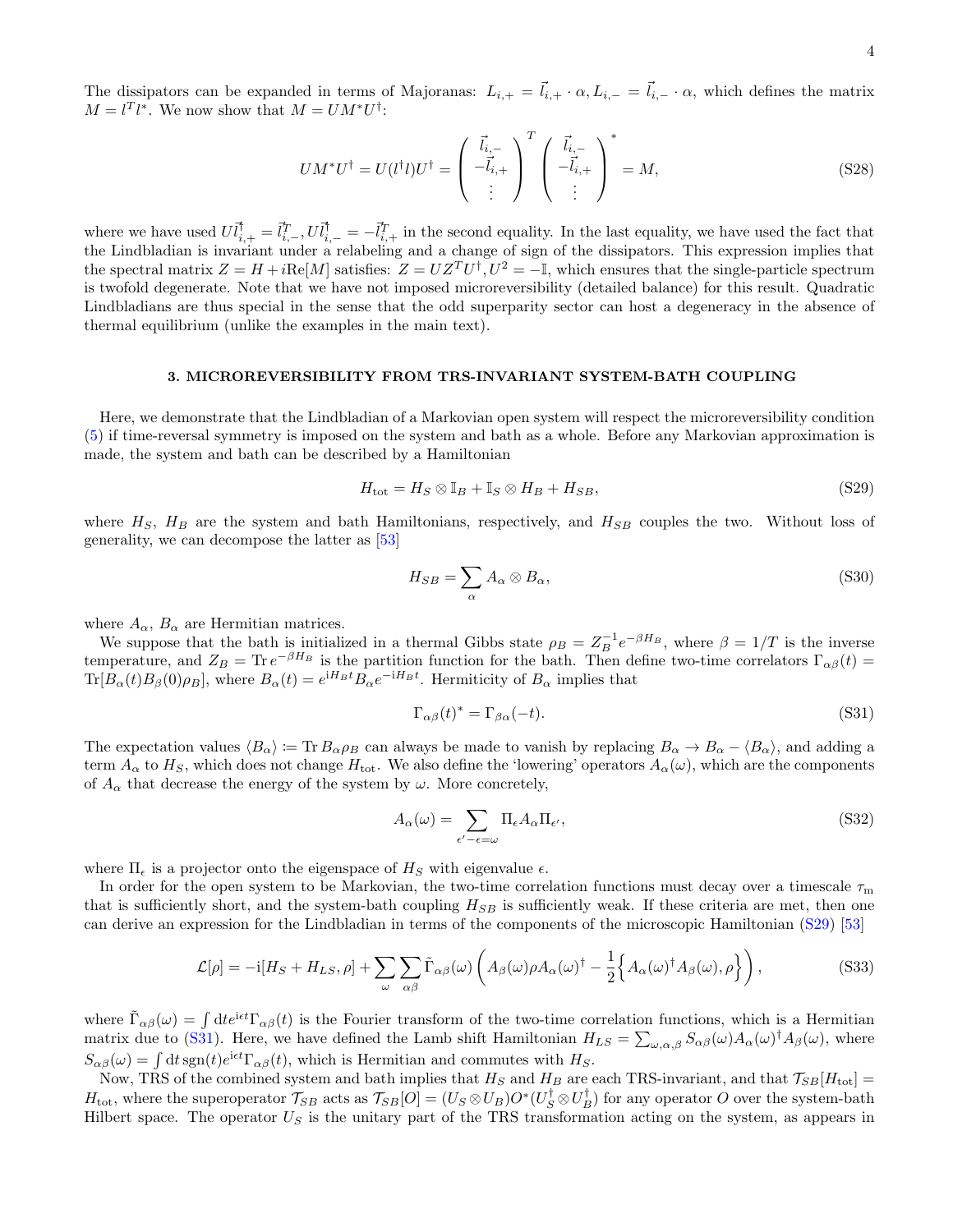The dissipators can be expanded in terms of Majoranas: $L_{i,+} = \vec{l}_{i,+} \cdot \alpha, L_{i,-} = \vec{l}_{i,-} \cdot \alpha$, which defines the matrix $M = l^T l^*$. We now show that $M = UM^*U^\dagger$:

$$UM^*U^\dagger = U(l^\dagger l)U^\dagger = \begin{pmatrix} \vec{l}_{i,-} \\ -\vec{l}_{i,+} \\ \vdots \end{pmatrix}^T \begin{pmatrix} \vec{l}_{i,-} \\ -\vec{l}_{i,+} \\ \vdots \end{pmatrix}^* = M, \tag{S28}$$

where we have used $U\vec{l}^\dagger_{i,+} = \vec{l}^T_{i,-}, U\vec{l}^\dagger_{i,-} = -\vec{l}^T_{i,+}$ in the second equality. In the last equality, we have used the fact that the Lindbladian is invariant under a relabeling and a change of sign of the dissipators. This expression implies that the spectral matrix $Z = H + i\text{Re}[M]$ satisfies: $Z = UZ^TU^\dagger, U^2 = -\mathbb{I}$, which ensures that the single-particle spectrum is twofold degenerate. Note that we have not imposed microreversibility (detailed balance) for this result. Quadratic Lindbladians are thus special in the sense that the odd superparity sector can host a degeneracy in the absence of thermal equilibrium (unlike the examples in the main text).

### 3. MICROREVERSIBILITY FROM TRS-INVARIANT SYSTEM-BATH COUPLING

Here, we demonstrate that the Lindbladian of a Markovian open system will respect the microreversibility condition (5) if time-reversal symmetry is imposed on the system and bath as a whole. Before any Markovian approximation is made, the system and bath can be described by a Hamiltonian

$$H_{\text{tot}} = H_S \otimes \mathbb{I}_B + \mathbb{I}_S \otimes H_B + H_{SB}, \tag{S29}$$

where $H_S$, $H_B$ are the system and bath Hamiltonians, respectively, and $H_{SB}$ couples the two. Without loss of generality, we can decompose the latter as [53]

$$H_{SB} = \sum_\alpha A_\alpha \otimes B_\alpha, \tag{S30}$$

where $A_\alpha$, $B_\alpha$ are Hermitian matrices.

We suppose that the bath is initialized in a thermal Gibbs state $\rho_B = Z_B^{-1} e^{-\beta H_B}$, where $\beta = 1/T$ is the inverse temperature, and $Z_B = \text{Tr}\, e^{-\beta H_B}$ is the partition function for the bath. Then define two-time correlators $\Gamma_{\alpha\beta}(t) = \text{Tr}[B_\alpha(t) B_\beta(0) \rho_B]$, where $B_\alpha(t) = e^{iH_Bt} B_\alpha e^{-iH_Bt}$. Hermiticity of $B_\alpha$ implies that

$$\Gamma_{\alpha\beta}(t)^* = \Gamma_{\beta\alpha}(-t). \tag{S31}$$

The expectation values $\langle B_\alpha \rangle \coloneqq \text{Tr}\, B_\alpha \rho_B$ can always be made to vanish by replacing $B_\alpha \to B_\alpha - \langle B_\alpha \rangle$, and adding a term $A_\alpha$ to $H_S$, which does not change $H_{\text{tot}}$. We also define the 'lowering' operators $A_\alpha(\omega)$, which are the components of $A_\alpha$ that decrease the energy of the system by $\omega$. More concretely,

$$A_\alpha(\omega) = \sum_{\epsilon' - \epsilon = \omega} \Pi_\epsilon A_\alpha \Pi_{\epsilon'}, \tag{S32}$$

where $\Pi_\epsilon$ is a projector onto the eigenspace of $H_S$ with eigenvalue $\epsilon$.

In order for the open system to be Markovian, the two-time correlation functions must decay over a timescale $\tau_{\text{m}}$ that is sufficiently short, and the system-bath coupling $H_{SB}$ is sufficiently weak. If these criteria are met, then one can derive an expression for the Lindbladian in terms of the components of the microscopic Hamiltonian (S29) [53]

$$\mathcal{L}[\rho] = -i[H_S + H_{LS}, \rho] + \sum_\omega \sum_{\alpha\beta} \tilde{\Gamma}_{\alpha\beta}(\omega) \left( A_\beta(\omega) \rho A_\alpha(\omega)^\dagger - \frac{1}{2} \left\{ A_\alpha(\omega)^\dagger A_\beta(\omega), \rho \right\} \right), \tag{S33}$$

where $\tilde{\Gamma}_{\alpha\beta}(\omega) = \int dt e^{i\epsilon t} \Gamma_{\alpha\beta}(t)$ is the Fourier transform of the two-time correlation functions, which is a Hermitian matrix due to (S31). Here, we have defined the Lamb shift Hamiltonian $H_{LS} = \sum_{\omega,\alpha,\beta} S_{\alpha\beta}(\omega) A_\alpha(\omega)^\dagger A_\beta(\omega)$, where $S_{\alpha\beta}(\omega) = \int dt\, \text{sgn}(t) e^{i\epsilon t} \Gamma_{\alpha\beta}(t)$, which is Hermitian and commutes with $H_S$.

Now, TRS of the combined system and bath implies that $H_S$ and $H_B$ are each TRS-invariant, and that $\mathcal{T}_{SB}[H_{\text{tot}}] = H_{\text{tot}}$, where the superoperator $\mathcal{T}_{SB}$ acts as $\mathcal{T}_{SB}[O] = (U_S \otimes U_B) O^* (U_S^\dagger \otimes U_B^\dagger)$ for any operator $O$ over the system-bath Hilbert space. The operator $U_S$ is the unitary part of the TRS transformation acting on the system, as appears in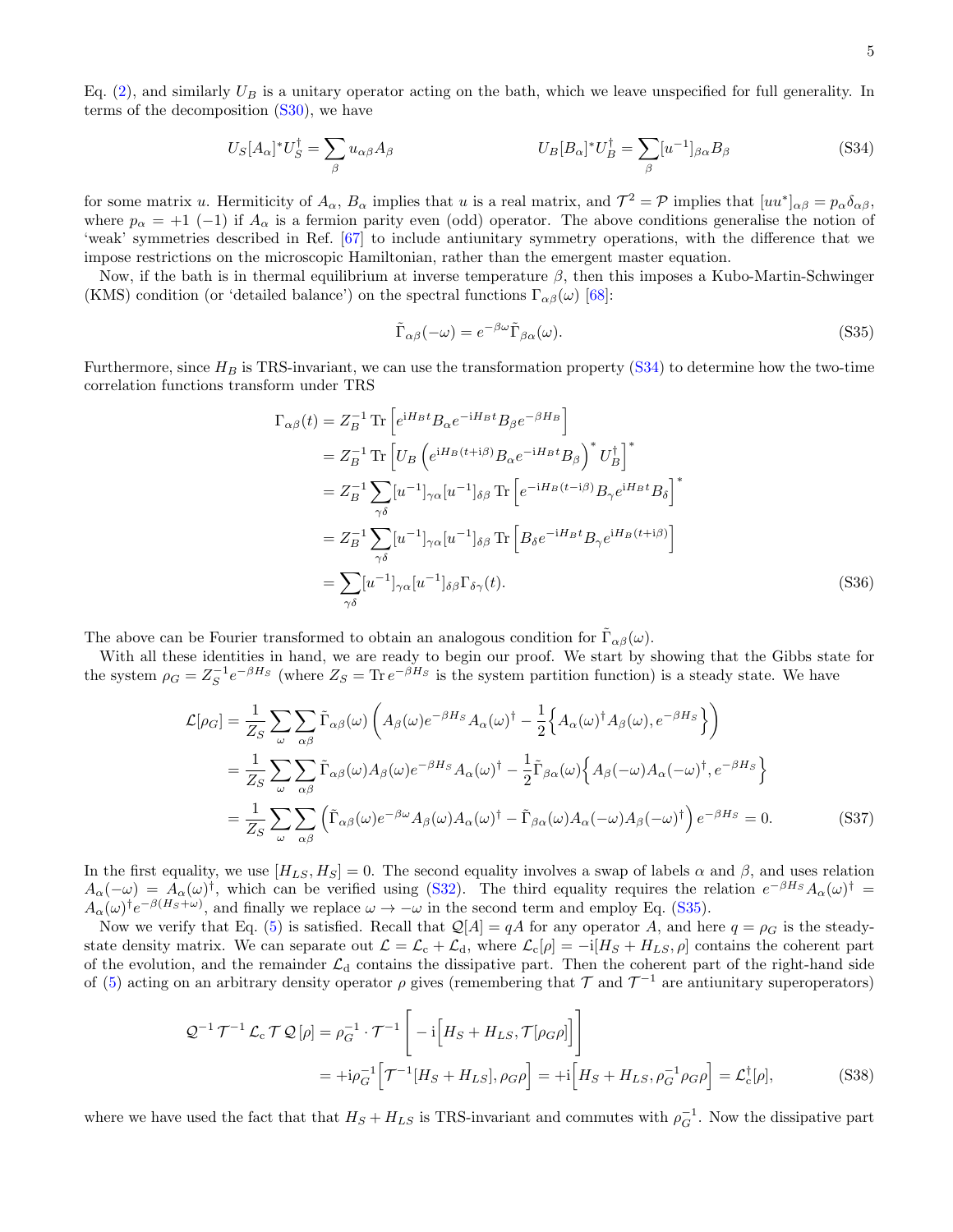Eq. (2), and similarly $U_B$ is a unitary operator acting on the bath, which we leave unspecified for full generality. In terms of the decomposition (S30), we have

$$U_S[A_\alpha]^* U_S^\dagger = \sum_\beta u_{\alpha\beta} A_\beta \qquad\qquad U_B[B_\alpha]^* U_B^\dagger = \sum_\beta [u^{-1}]_{\beta\alpha} B_\beta \tag{S34}$$

for some matrix $u$. Hermiticity of $A_\alpha$, $B_\alpha$ implies that $u$ is a real matrix, and $\mathcal{T}^2 = \mathcal{P}$ implies that $[uu^*]_{\alpha\beta} = p_\alpha \delta_{\alpha\beta}$, where $p_\alpha = +1$ ($-1$) if $A_\alpha$ is a fermion parity even (odd) operator. The above conditions generalise the notion of 'weak' symmetries described in Ref. [67] to include antiunitary symmetry operations, with the difference that we impose restrictions on the microscopic Hamiltonian, rather than the emergent master equation.

Now, if the bath is in thermal equilibrium at inverse temperature $\beta$, then this imposes a Kubo-Martin-Schwinger (KMS) condition (or 'detailed balance') on the spectral functions $\Gamma_{\alpha\beta}(\omega)$ [68]:

$$\tilde{\Gamma}_{\alpha\beta}(-\omega) = e^{-\beta\omega}\tilde{\Gamma}_{\beta\alpha}(\omega). \tag{S35}$$

Furthermore, since $H_B$ is TRS-invariant, we can use the transformation property (S34) to determine how the two-time correlation functions transform under TRS

$$\begin{aligned}
\Gamma_{\alpha\beta}(t) &= Z_B^{-1}\,\mathrm{Tr}\left[e^{\mathrm{i}H_B t} B_\alpha e^{-\mathrm{i}H_B t} B_\beta e^{-\beta H_B}\right] \\
&= Z_B^{-1}\,\mathrm{Tr}\left[U_B\left(e^{\mathrm{i}H_B(t+\mathrm{i}\beta)} B_\alpha e^{-\mathrm{i}H_B t} B_\beta\right)^* U_B^\dagger\right]^* \\
&= Z_B^{-1} \sum_{\gamma\delta} [u^{-1}]_{\gamma\alpha}[u^{-1}]_{\delta\beta}\,\mathrm{Tr}\left[e^{-\mathrm{i}H_B(t-\mathrm{i}\beta)} B_\gamma e^{\mathrm{i}H_B t} B_\delta\right]^* \\
&= Z_B^{-1} \sum_{\gamma\delta} [u^{-1}]_{\gamma\alpha}[u^{-1}]_{\delta\beta}\,\mathrm{Tr}\left[B_\delta e^{-\mathrm{i}H_B t} B_\gamma e^{\mathrm{i}H_B(t+\mathrm{i}\beta)}\right] \\
&= \sum_{\gamma\delta} [u^{-1}]_{\gamma\alpha}[u^{-1}]_{\delta\beta}\Gamma_{\delta\gamma}(t).
\end{aligned} \tag{S36}$$

The above can be Fourier transformed to obtain an analogous condition for $\tilde{\Gamma}_{\alpha\beta}(\omega)$.

With all these identities in hand, we are ready to begin our proof. We start by showing that the Gibbs state for the system $\rho_G = Z_S^{-1} e^{-\beta H_S}$ (where $Z_S = \mathrm{Tr}\, e^{-\beta H_S}$ is the system partition function) is a steady state. We have

$$\begin{aligned}
\mathcal{L}[\rho_G] &= \frac{1}{Z_S}\sum_\omega \sum_{\alpha\beta} \tilde{\Gamma}_{\alpha\beta}(\omega)\left(A_\beta(\omega) e^{-\beta H_S} A_\alpha(\omega)^\dagger - \frac{1}{2}\Big\{A_\alpha(\omega)^\dagger A_\beta(\omega), e^{-\beta H_S}\Big\}\right) \\
&= \frac{1}{Z_S}\sum_\omega \sum_{\alpha\beta} \tilde{\Gamma}_{\alpha\beta}(\omega) A_\beta(\omega) e^{-\beta H_S} A_\alpha(\omega)^\dagger - \frac{1}{2}\tilde{\Gamma}_{\beta\alpha}(\omega)\Big\{A_\beta(-\omega)A_\alpha(-\omega)^\dagger, e^{-\beta H_S}\Big\} \\
&= \frac{1}{Z_S}\sum_\omega \sum_{\alpha\beta}\left(\tilde{\Gamma}_{\alpha\beta}(\omega) e^{-\beta\omega} A_\beta(\omega) A_\alpha(\omega)^\dagger - \tilde{\Gamma}_{\beta\alpha}(\omega) A_\alpha(-\omega) A_\beta(-\omega)^\dagger\right) e^{-\beta H_S} = 0.
\end{aligned} \tag{S37}$$

In the first equality, we use $[H_{LS}, H_S] = 0$. The second equality involves a swap of labels $\alpha$ and $\beta$, and uses relation $A_\alpha(-\omega) = A_\alpha(\omega)^\dagger$, which can be verified using (S32). The third equality requires the relation $e^{-\beta H_S} A_\alpha(\omega)^\dagger = A_\alpha(\omega)^\dagger e^{-\beta(H_S+\omega)}$, and finally we replace $\omega \to -\omega$ in the second term and employ Eq. (S35).

Now we verify that Eq. (5) is satisfied. Recall that $\mathcal{Q}[A] = qA$ for any operator $A$, and here $q = \rho_G$ is the steady-state density matrix. We can separate out $\mathcal{L} = \mathcal{L}_\mathrm{c} + \mathcal{L}_\mathrm{d}$, where $\mathcal{L}_\mathrm{c}[\rho] = -\mathrm{i}[H_S + H_{LS}, \rho]$ contains the coherent part of the evolution, and the remainder $\mathcal{L}_\mathrm{d}$ contains the dissipative part. Then the coherent part of the right-hand side of (5) acting on an arbitrary density operator $\rho$ gives (remembering that $\mathcal{T}$ and $\mathcal{T}^{-1}$ are antiunitary superoperators)

$$\begin{aligned}
\mathcal{Q}^{-1}\,\mathcal{T}^{-1}\,\mathcal{L}_\mathrm{c}\,\mathcal{T}\,\mathcal{Q}\,[\rho] &= \rho_G^{-1}\cdot\mathcal{T}^{-1}\left[-\mathrm{i}\Big[H_S + H_{LS}, \mathcal{T}[\rho_G\rho]\Big]\right] \\
&= +\mathrm{i}\rho_G^{-1}\Big[\mathcal{T}^{-1}[H_S + H_{LS}], \rho_G\rho\Big] = +\mathrm{i}\Big[H_S + H_{LS}, \rho_G^{-1}\rho_G\rho\Big] = \mathcal{L}_\mathrm{c}^\dagger[\rho],
\end{aligned} \tag{S38}$$

where we have used the fact that that $H_S + H_{LS}$ is TRS-invariant and commutes with $\rho_G^{-1}$. Now the dissipative part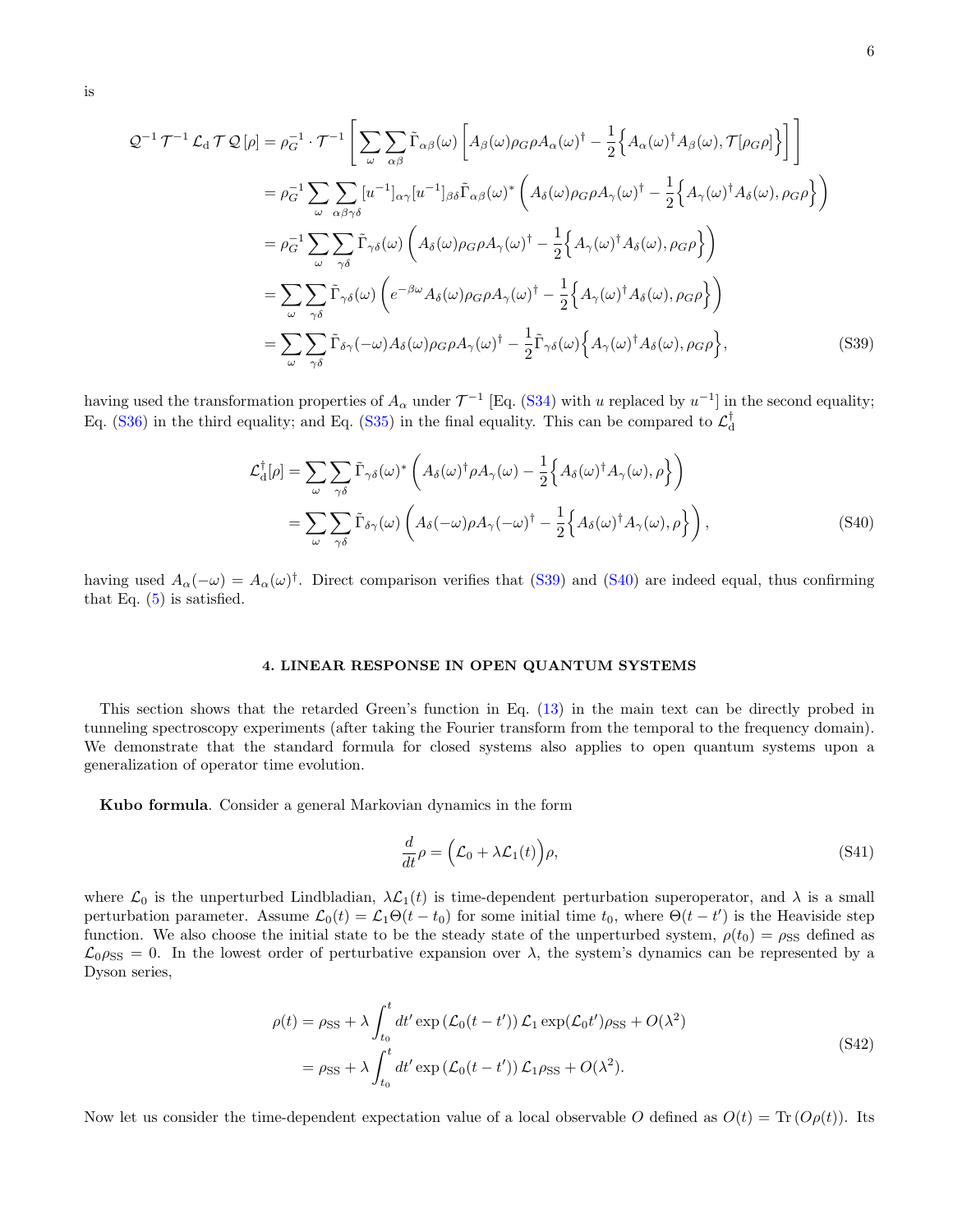is

$$
\begin{aligned}
\mathcal{Q}^{-1}\,\mathcal{T}^{-1}\,\mathcal{L}_{\rm d}\,\mathcal{T}\,\mathcal{Q}\,[\rho] &= \rho_G^{-1}\cdot\mathcal{T}^{-1}\left[\sum_{\omega}\sum_{\alpha\beta}\tilde{\Gamma}_{\alpha\beta}(\omega)\left[A_\beta(\omega)\rho_G\rho A_\alpha(\omega)^\dagger - \frac{1}{2}\Big\{A_\alpha(\omega)^\dagger A_\beta(\omega),\mathcal{T}[\rho_G\rho]\Big\}\right]\right] \\
&= \rho_G^{-1}\sum_{\omega}\sum_{\alpha\beta\gamma\delta}[u^{-1}]_{\alpha\gamma}[u^{-1}]_{\beta\delta}\tilde{\Gamma}_{\alpha\beta}(\omega)^*\left(A_\delta(\omega)\rho_G\rho A_\gamma(\omega)^\dagger - \frac{1}{2}\Big\{A_\gamma(\omega)^\dagger A_\delta(\omega),\rho_G\rho\Big\}\right) \\
&= \rho_G^{-1}\sum_{\omega}\sum_{\gamma\delta}\tilde{\Gamma}_{\gamma\delta}(\omega)\left(A_\delta(\omega)\rho_G\rho A_\gamma(\omega)^\dagger - \frac{1}{2}\Big\{A_\gamma(\omega)^\dagger A_\delta(\omega),\rho_G\rho\Big\}\right) \\
&= \sum_{\omega}\sum_{\gamma\delta}\tilde{\Gamma}_{\gamma\delta}(\omega)\left(e^{-\beta\omega}A_\delta(\omega)\rho_G\rho A_\gamma(\omega)^\dagger - \frac{1}{2}\Big\{A_\gamma(\omega)^\dagger A_\delta(\omega),\rho_G\rho\Big\}\right) \\
&= \sum_{\omega}\sum_{\gamma\delta}\tilde{\Gamma}_{\delta\gamma}(-\omega)A_\delta(\omega)\rho_G\rho A_\gamma(\omega)^\dagger - \frac{1}{2}\tilde{\Gamma}_{\gamma\delta}(\omega)\Big\{A_\gamma(\omega)^\dagger A_\delta(\omega),\rho_G\rho\Big\},
\end{aligned}
\tag{S39}
$$

having used the transformation properties of $A_\alpha$ under $\mathcal{T}^{-1}$ [Eq. (S34) with $u$ replaced by $u^{-1}$] in the second equality; Eq. (S36) in the third equality; and Eq. (S35) in the final equality. This can be compared to $\mathcal{L}_{\rm d}^\dagger$

$$
\begin{aligned}
\mathcal{L}_{\rm d}^\dagger[\rho] &= \sum_{\omega}\sum_{\gamma\delta}\tilde{\Gamma}_{\gamma\delta}(\omega)^*\left(A_\delta(\omega)^\dagger\rho A_\gamma(\omega) - \frac{1}{2}\Big\{A_\delta(\omega)^\dagger A_\gamma(\omega),\rho\Big\}\right) \\
&= \sum_{\omega}\sum_{\gamma\delta}\tilde{\Gamma}_{\delta\gamma}(\omega)\left(A_\delta(-\omega)\rho A_\gamma(-\omega)^\dagger - \frac{1}{2}\Big\{A_\delta(\omega)^\dagger A_\gamma(\omega),\rho\Big\}\right),
\end{aligned}
\tag{S40}
$$

having used $A_\alpha(-\omega) = A_\alpha(\omega)^\dagger$. Direct comparison verifies that (S39) and (S40) are indeed equal, thus confirming that Eq. (5) is satisfied.

## 4. LINEAR RESPONSE IN OPEN QUANTUM SYSTEMS

This section shows that the retarded Green's function in Eq. (13) in the main text can be directly probed in tunneling spectroscopy experiments (after taking the Fourier transform from the temporal to the frequency domain). We demonstrate that the standard formula for closed systems also applies to open quantum systems upon a generalization of operator time evolution.

**Kubo formula**. Consider a general Markovian dynamics in the form

$$
\frac{d}{dt}\rho = \Big(\mathcal{L}_0 + \lambda\mathcal{L}_1(t)\Big)\rho,
\tag{S41}
$$

where $\mathcal{L}_0$ is the unperturbed Lindbladian, $\lambda\mathcal{L}_1(t)$ is time-dependent perturbation superoperator, and $\lambda$ is a small perturbation parameter. Assume $\mathcal{L}_0(t) = \mathcal{L}_1\Theta(t-t_0)$ for some initial time $t_0$, where $\Theta(t-t')$ is the Heaviside step function. We also choose the initial state to be the steady state of the unperturbed system, $\rho(t_0) = \rho_{\rm SS}$ defined as $\mathcal{L}_0\rho_{\rm SS} = 0$. In the lowest order of perturbative expansion over $\lambda$, the system's dynamics can be represented by a Dyson series,

$$
\begin{aligned}
\rho(t) &= \rho_{\rm SS} + \lambda\int_{t_0}^{t}dt'\exp\left(\mathcal{L}_0(t-t')\right)\mathcal{L}_1\exp(\mathcal{L}_0 t')\rho_{\rm SS} + O(\lambda^2) \\
&= \rho_{\rm SS} + \lambda\int_{t_0}^{t}dt'\exp\left(\mathcal{L}_0(t-t')\right)\mathcal{L}_1\rho_{\rm SS} + O(\lambda^2).
\end{aligned}
\tag{S42}
$$

Now let us consider the time-dependent expectation value of a local observable $O$ defined as $O(t) = \mathrm{Tr}\left(O\rho(t)\right)$. Its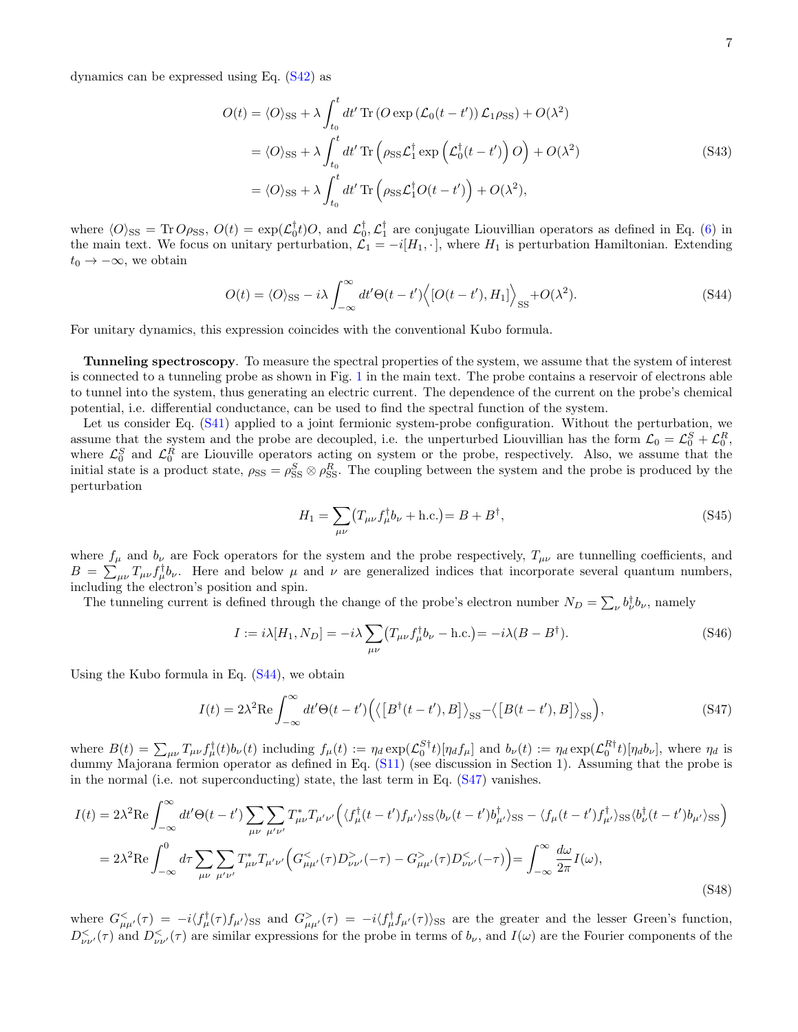dynamics can be expressed using Eq. (S42) as

$$
\begin{aligned}
O(t) &= \langle O\rangle_{\mathrm{SS}} + \lambda \int_{t_0}^{t} dt' \,\mathrm{Tr}\left(O \exp\left(\mathcal{L}_0 (t-t')\right)\mathcal{L}_1 \rho_{\mathrm{SS}}\right) + O(\lambda^2) \\
&= \langle O\rangle_{\mathrm{SS}} + \lambda \int_{t_0}^{t} dt' \,\mathrm{Tr}\left(\rho_{\mathrm{SS}} \mathcal{L}_1^\dagger \exp\left(\mathcal{L}_0^\dagger (t-t')\right) O\right) + O(\lambda^2) \\
&= \langle O\rangle_{\mathrm{SS}} + \lambda \int_{t_0}^{t} dt' \,\mathrm{Tr}\left(\rho_{\mathrm{SS}} \mathcal{L}_1^\dagger O(t-t')\right) + O(\lambda^2),
\end{aligned}
\tag{S43}
$$

where $\langle O\rangle_{\mathrm{SS}} = \mathrm{Tr}\, O\rho_{\mathrm{SS}}$, $O(t) = \exp(\mathcal{L}_0^\dagger t)O$, and $\mathcal{L}_0^\dagger, \mathcal{L}_1^\dagger$ are conjugate Liouvillian operators as defined in Eq. (6) in the main text. We focus on unitary perturbation, $\mathcal{L}_1 = -i[H_1, \cdot]$, where $H_1$ is perturbation Hamiltonian. Extending $t_0 \to -\infty$, we obtain

$$
O(t) = \langle O\rangle_{\mathrm{SS}} - i\lambda \int_{-\infty}^{\infty} dt' \Theta(t-t') \Big\langle [O(t-t'), H_1] \Big\rangle_{\mathrm{SS}} + O(\lambda^2). \tag{S44}
$$

For unitary dynamics, this expression coincides with the conventional Kubo formula.

**Tunneling spectroscopy**. To measure the spectral properties of the system, we assume that the system of interest is connected to a tunneling probe as shown in Fig. 1 in the main text. The probe contains a reservoir of electrons able to tunnel into the system, thus generating an electric current. The dependence of the current on the probe's chemical potential, i.e. differential conductance, can be used to find the spectral function of the system.

Let us consider Eq. (S41) applied to a joint fermionic system-probe configuration. Without the perturbation, we assume that the system and the probe are decoupled, i.e. the unperturbed Liouvillian has the form $\mathcal{L}_0 = \mathcal{L}_0^S + \mathcal{L}_0^R$, where $\mathcal{L}_0^S$ and $\mathcal{L}_0^R$ are Liouville operators acting on system or the probe, respectively. Also, we assume that the initial state is a product state, $\rho_{\mathrm{SS}} = \rho_{\mathrm{SS}}^S \otimes \rho_{\mathrm{SS}}^R$. The coupling between the system and the probe is produced by the perturbation

$$
H_1 = \sum_{\mu\nu} \big( T_{\mu\nu} f_\mu^\dagger b_\nu + \mathrm{h.c.} \big) = B + B^\dagger, \tag{S45}
$$

where $f_\mu$ and $b_\nu$ are Fock operators for the system and the probe respectively, $T_{\mu\nu}$ are tunnelling coefficients, and $B = \sum_{\mu\nu} T_{\mu\nu} f_\mu^\dagger b_\nu$. Here and below $\mu$ and $\nu$ are generalized indices that incorporate several quantum numbers, including the electron's position and spin.

The tunneling current is defined through the change of the probe's electron number $N_D = \sum_\nu b_\nu^\dagger b_\nu$, namely

$$
I := i\lambda [H_1, N_D] = -i\lambda \sum_{\mu\nu} \big( T_{\mu\nu} f_\mu^\dagger b_\nu - \mathrm{h.c.} \big) = -i\lambda (B - B^\dagger). \tag{S46}
$$

Using the Kubo formula in Eq. (S44), we obtain

$$
I(t) = 2\lambda^2 \mathrm{Re} \int_{-\infty}^{\infty} dt' \Theta(t-t') \Big( \big\langle \big[ B^\dagger(t-t'), B \big] \big\rangle_{\mathrm{SS}} - \big\langle \big[ B(t-t'), B \big] \big\rangle_{\mathrm{SS}} \Big), \tag{S47}
$$

where $B(t) = \sum_{\mu\nu} T_{\mu\nu} f_\mu^\dagger(t) b_\nu(t)$ including $f_\mu(t) := \eta_d \exp(\mathcal{L}_0^{S\dagger} t)[\eta_d f_\mu]$ and $b_\nu(t) := \eta_d \exp(\mathcal{L}_0^{R\dagger} t)[\eta_d b_\nu]$, where $\eta_d$ is dummy Majorana fermion operator as defined in Eq. (S11) (see discussion in Section 1). Assuming that the probe is in the normal (i.e. not superconducting) state, the last term in Eq. (S47) vanishes.

$$
\begin{aligned}
I(t) &= 2\lambda^2 \mathrm{Re} \int_{-\infty}^{\infty} dt' \Theta(t-t') \sum_{\mu\nu} \sum_{\mu'\nu'} T_{\mu\nu}^* T_{\mu'\nu'} \Big( \langle f_\mu^\dagger(t-t') f_{\mu'} \rangle_{\mathrm{SS}} \langle b_\nu(t-t') b_{\nu'}^\dagger \rangle_{\mathrm{SS}} - \langle f_\mu(t-t') f_{\mu'}^\dagger \rangle_{\mathrm{SS}} \langle b_\nu^\dagger(t-t') b_{\mu'} \rangle_{\mathrm{SS}} \Big) \\
&= 2\lambda^2 \mathrm{Re} \int_{-\infty}^{0} d\tau \sum_{\mu\nu} \sum_{\mu'\nu'} T_{\mu\nu}^* T_{\mu'\nu'} \Big( G_{\mu\mu'}^<(\tau) D_{\nu\nu'}^>(-\tau) - G_{\mu\mu'}^>(\tau) D_{\nu\nu'}^<(-\tau) \Big) = \int_{-\infty}^{\infty} \frac{d\omega}{2\pi} I(\omega),
\end{aligned}
\tag{S48}
$$

where $G_{\mu\mu'}^<(\tau) = -i\langle f_\mu^\dagger(\tau) f_{\mu'} \rangle_{\mathrm{SS}}$ and $G_{\mu\mu'}^>(\tau) = -i\langle f_\mu^\dagger f_{\mu'}(\tau) \rangle_{\mathrm{SS}}$ are the greater and the lesser Green's function, $D_{\nu\nu'}^<(\tau)$ and $D_{\nu\nu'}^<(\tau)$ are similar expressions for the probe in terms of $b_\nu$, and $I(\omega)$ are the Fourier components of the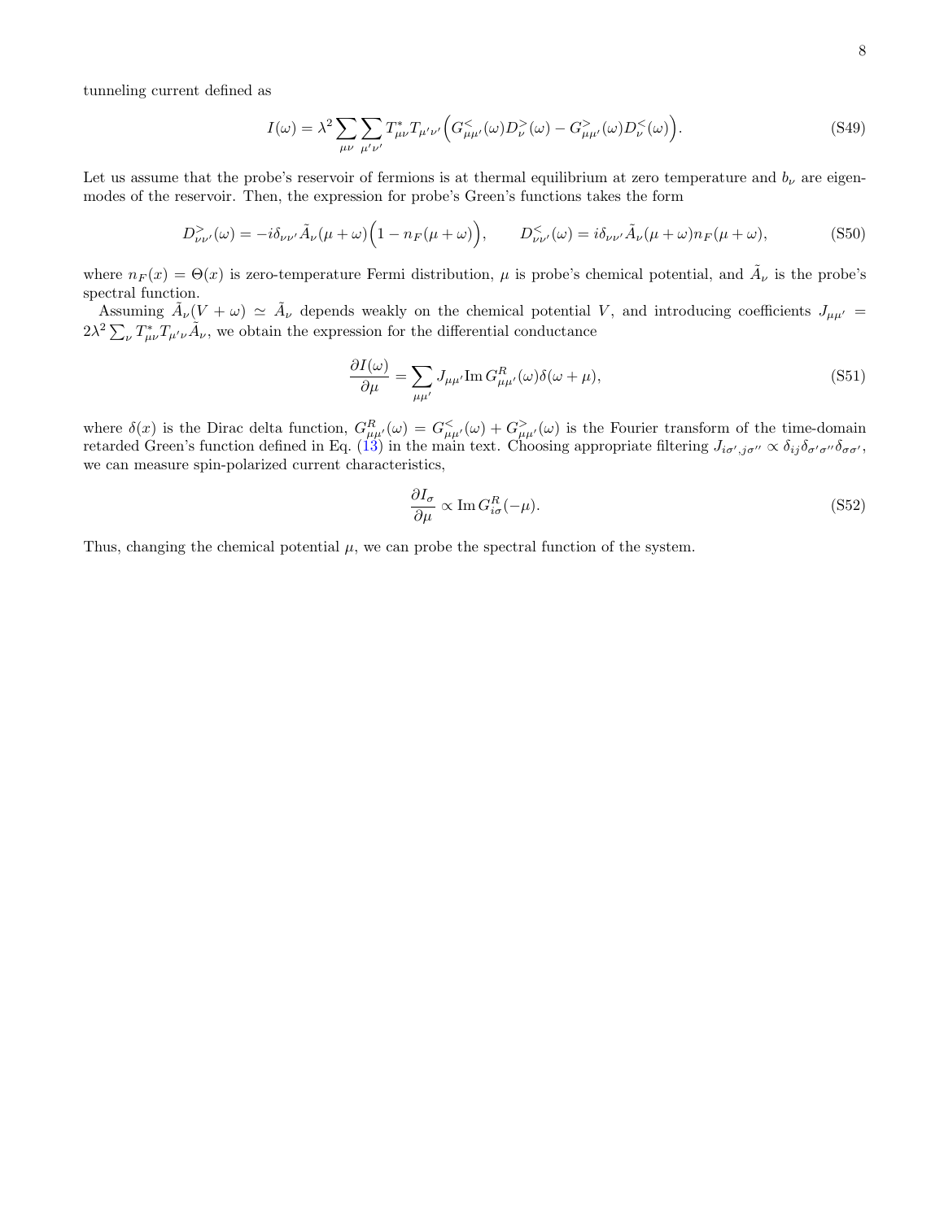tunneling current defined as

$$I(\omega) = \lambda^2 \sum_{\mu\nu} \sum_{\mu'\nu'} T^*_{\mu\nu} T_{\mu'\nu'} \Big( G^<_{\mu\mu'}(\omega) D^>_{\nu}(\omega) - G^>_{\mu\mu'}(\omega) D^<_{\nu}(\omega) \Big). \tag{S49}$$

Let us assume that the probe's reservoir of fermions is at thermal equilibrium at zero temperature and $b_\nu$ are eigenmodes of the reservoir. Then, the expression for probe's Green's functions takes the form

$$D^>_{\nu\nu'}(\omega) = -i\delta_{\nu\nu'} \tilde{A}_\nu(\mu+\omega)\Big(1 - n_F(\mu+\omega)\Big), \qquad D^<_{\nu\nu'}(\omega) = i\delta_{\nu\nu'} \tilde{A}_\nu(\mu+\omega) n_F(\mu+\omega), \tag{S50}$$

where $n_F(x) = \Theta(x)$ is zero-temperature Fermi distribution, $\mu$ is probe's chemical potential, and $\tilde{A}_\nu$ is the probe's spectral function.

Assuming $\tilde{A}_\nu(V+\omega) \simeq \tilde{A}_\nu$ depends weakly on the chemical potential $V$, and introducing coefficients $J_{\mu\mu'} = 2\lambda^2 \sum_\nu T^*_{\mu\nu} T_{\mu'\nu} \tilde{A}_\nu$, we obtain the expression for the differential conductance

$$\frac{\partial I(\omega)}{\partial \mu} = \sum_{\mu\mu'} J_{\mu\mu'} \mathrm{Im}\, G^R_{\mu\mu'}(\omega) \delta(\omega+\mu), \tag{S51}$$

where $\delta(x)$ is the Dirac delta function, $G^R_{\mu\mu'}(\omega) = G^<_{\mu\mu'}(\omega) + G^>_{\mu\mu'}(\omega)$ is the Fourier transform of the time-domain retarded Green's function defined in Eq. (13) in the main text. Choosing appropriate filtering $J_{i\sigma',j\sigma''} \propto \delta_{ij}\delta_{\sigma'\sigma''}\delta_{\sigma\sigma'}$, we can measure spin-polarized current characteristics,

$$\frac{\partial I_\sigma}{\partial \mu} \propto \mathrm{Im}\, G^R_{i\sigma}(-\mu). \tag{S52}$$

Thus, changing the chemical potential $\mu$, we can probe the spectral function of the system.